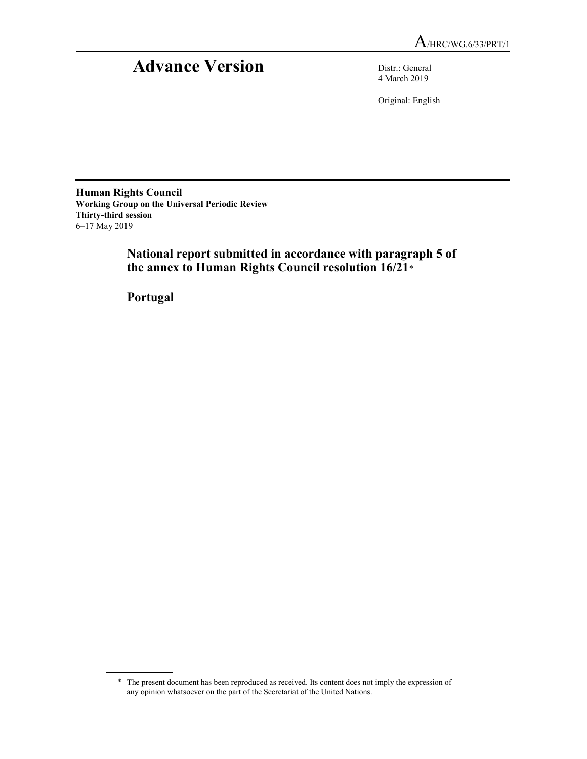A/HRC/WG.6/33/PRT/1

# Advance Version

Distr.: General
4 March 2019

Original: English

**Human Rights Council**
**Working Group on the Universal Periodic Review**
**Thirty-third session**
6–17 May 2019

## National report submitted in accordance with paragraph 5 of the annex to Human Rights Council resolution 16/21*

## Portugal

---

\* The present document has been reproduced as received. Its content does not imply the expression of any opinion whatsoever on the part of the Secretariat of the United Nations.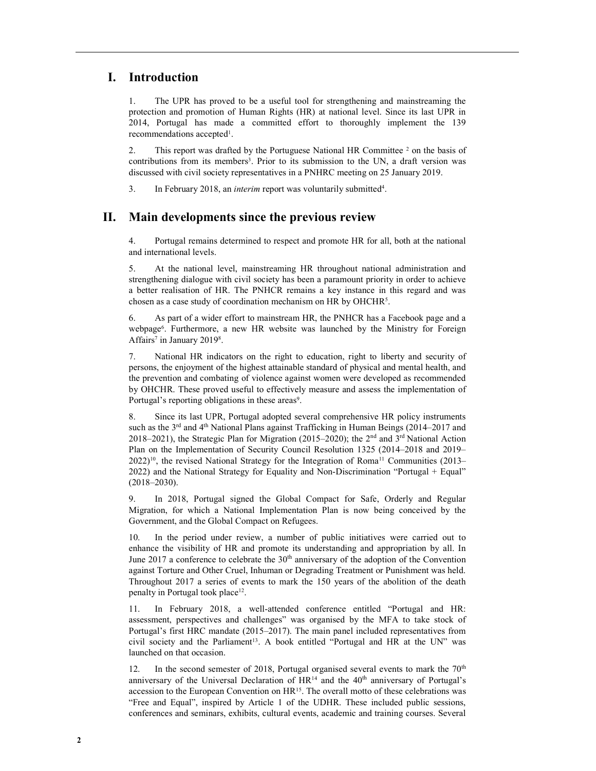# I. Introduction

1. The UPR has proved to be a useful tool for strengthening and mainstreaming the protection and promotion of Human Rights (HR) at national level. Since its last UPR in 2014, Portugal has made a committed effort to thoroughly implement the 139 recommendations accepted[1].

2. This report was drafted by the Portuguese National HR Committee [2] on the basis of contributions from its members[3]. Prior to its submission to the UN, a draft version was discussed with civil society representatives in a PNHRC meeting on 25 January 2019.

3. In February 2018, an *interim* report was voluntarily submitted[4].

# II. Main developments since the previous review

4. Portugal remains determined to respect and promote HR for all, both at the national and international levels.

5. At the national level, mainstreaming HR throughout national administration and strengthening dialogue with civil society has been a paramount priority in order to achieve a better realisation of HR. The PNHCR remains a key instance in this regard and was chosen as a case study of coordination mechanism on HR by OHCHR[5].

6. As part of a wider effort to mainstream HR, the PNHCR has a Facebook page and a webpage[6]. Furthermore, a new HR website was launched by the Ministry for Foreign Affairs[7] in January 2019[8].

7. National HR indicators on the right to education, right to liberty and security of persons, the enjoyment of the highest attainable standard of physical and mental health, and the prevention and combating of violence against women were developed as recommended by OHCHR. These proved useful to effectively measure and assess the implementation of Portugal's reporting obligations in these areas[9].

8. Since its last UPR, Portugal adopted several comprehensive HR policy instruments such as the 3rd and 4th National Plans against Trafficking in Human Beings (2014–2017 and 2018–2021), the Strategic Plan for Migration (2015–2020); the 2nd and 3rd National Action Plan on the Implementation of Security Council Resolution 1325 (2014–2018 and 2019–2022)[10], the revised National Strategy for the Integration of Roma[11] Communities (2013–2022) and the National Strategy for Equality and Non-Discrimination "Portugal + Equal" (2018–2030).

9. In 2018, Portugal signed the Global Compact for Safe, Orderly and Regular Migration, for which a National Implementation Plan is now being conceived by the Government, and the Global Compact on Refugees.

10. In the period under review, a number of public initiatives were carried out to enhance the visibility of HR and promote its understanding and appropriation by all. In June 2017 a conference to celebrate the 30th anniversary of the adoption of the Convention against Torture and Other Cruel, Inhuman or Degrading Treatment or Punishment was held. Throughout 2017 a series of events to mark the 150 years of the abolition of the death penalty in Portugal took place[12].

11. In February 2018, a well-attended conference entitled "Portugal and HR: assessment, perspectives and challenges" was organised by the MFA to take stock of Portugal's first HRC mandate (2015–2017). The main panel included representatives from civil society and the Parliament[13]. A book entitled "Portugal and HR at the UN" was launched on that occasion.

12. In the second semester of 2018, Portugal organised several events to mark the 70th anniversary of the Universal Declaration of HR[14] and the 40th anniversary of Portugal's accession to the European Convention on HR[15]. The overall motto of these celebrations was "Free and Equal", inspired by Article 1 of the UDHR. These included public sessions, conferences and seminars, exhibits, cultural events, academic and training courses. Several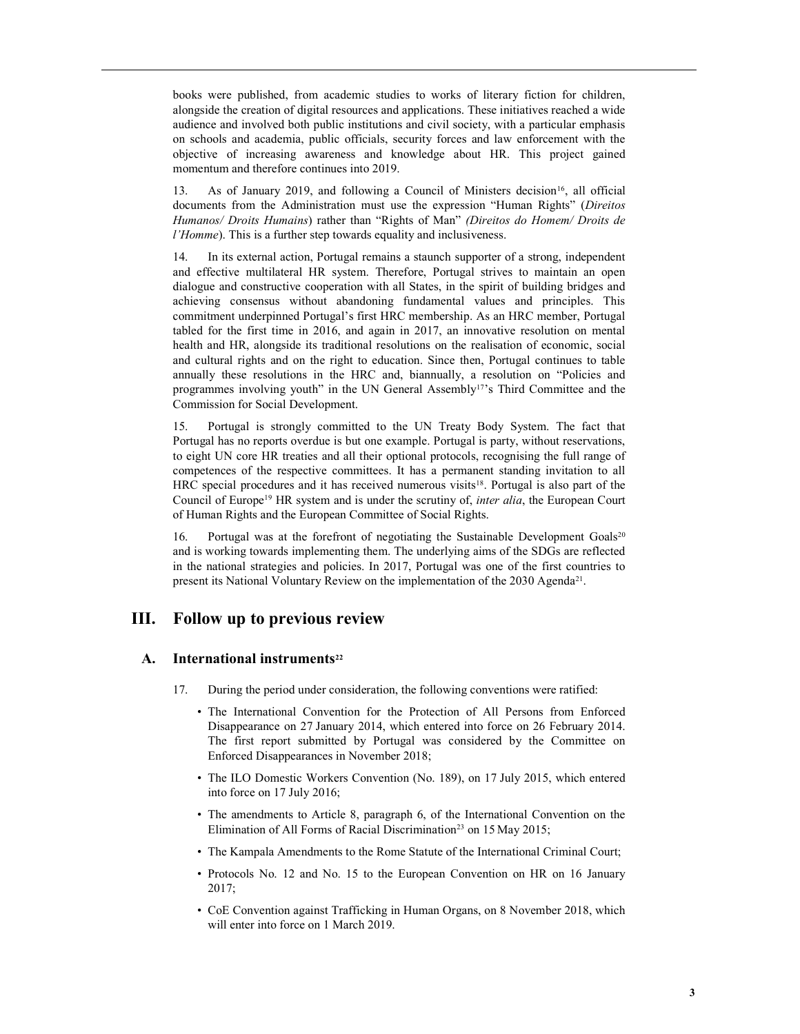books were published, from academic studies to works of literary fiction for children, alongside the creation of digital resources and applications. These initiatives reached a wide audience and involved both public institutions and civil society, with a particular emphasis on schools and academia, public officials, security forces and law enforcement with the objective of increasing awareness and knowledge about HR. This project gained momentum and therefore continues into 2019.

13. As of January 2019, and following a Council of Ministers decision[16], all official documents from the Administration must use the expression "Human Rights" (*Direitos Humanos/ Droits Humains*) rather than "Rights of Man" *(Direitos do Homem/ Droits de l'Homme*). This is a further step towards equality and inclusiveness.

14. In its external action, Portugal remains a staunch supporter of a strong, independent and effective multilateral HR system. Therefore, Portugal strives to maintain an open dialogue and constructive cooperation with all States, in the spirit of building bridges and achieving consensus without abandoning fundamental values and principles. This commitment underpinned Portugal's first HRC membership. As an HRC member, Portugal tabled for the first time in 2016, and again in 2017, an innovative resolution on mental health and HR, alongside its traditional resolutions on the realisation of economic, social and cultural rights and on the right to education. Since then, Portugal continues to table annually these resolutions in the HRC and, biannually, a resolution on "Policies and programmes involving youth" in the UN General Assembly[17]'s Third Committee and the Commission for Social Development.

15. Portugal is strongly committed to the UN Treaty Body System. The fact that Portugal has no reports overdue is but one example. Portugal is party, without reservations, to eight UN core HR treaties and all their optional protocols, recognising the full range of competences of the respective committees. It has a permanent standing invitation to all HRC special procedures and it has received numerous visits[18]. Portugal is also part of the Council of Europe[19] HR system and is under the scrutiny of, *inter alia*, the European Court of Human Rights and the European Committee of Social Rights.

16. Portugal was at the forefront of negotiating the Sustainable Development Goals[20] and is working towards implementing them. The underlying aims of the SDGs are reflected in the national strategies and policies. In 2017, Portugal was one of the first countries to present its National Voluntary Review on the implementation of the 2030 Agenda[21].

# III. Follow up to previous review

## A. International instruments[22]

17. During the period under consideration, the following conventions were ratified:

- The International Convention for the Protection of All Persons from Enforced Disappearance on 27 January 2014, which entered into force on 26 February 2014. The first report submitted by Portugal was considered by the Committee on Enforced Disappearances in November 2018;
- The ILO Domestic Workers Convention (No. 189), on 17 July 2015, which entered into force on 17 July 2016;
- The amendments to Article 8, paragraph 6, of the International Convention on the Elimination of All Forms of Racial Discrimination[23] on 15 May 2015;
- The Kampala Amendments to the Rome Statute of the International Criminal Court;
- Protocols No. 12 and No. 15 to the European Convention on HR on 16 January 2017;
- CoE Convention against Trafficking in Human Organs, on 8 November 2018, which will enter into force on 1 March 2019.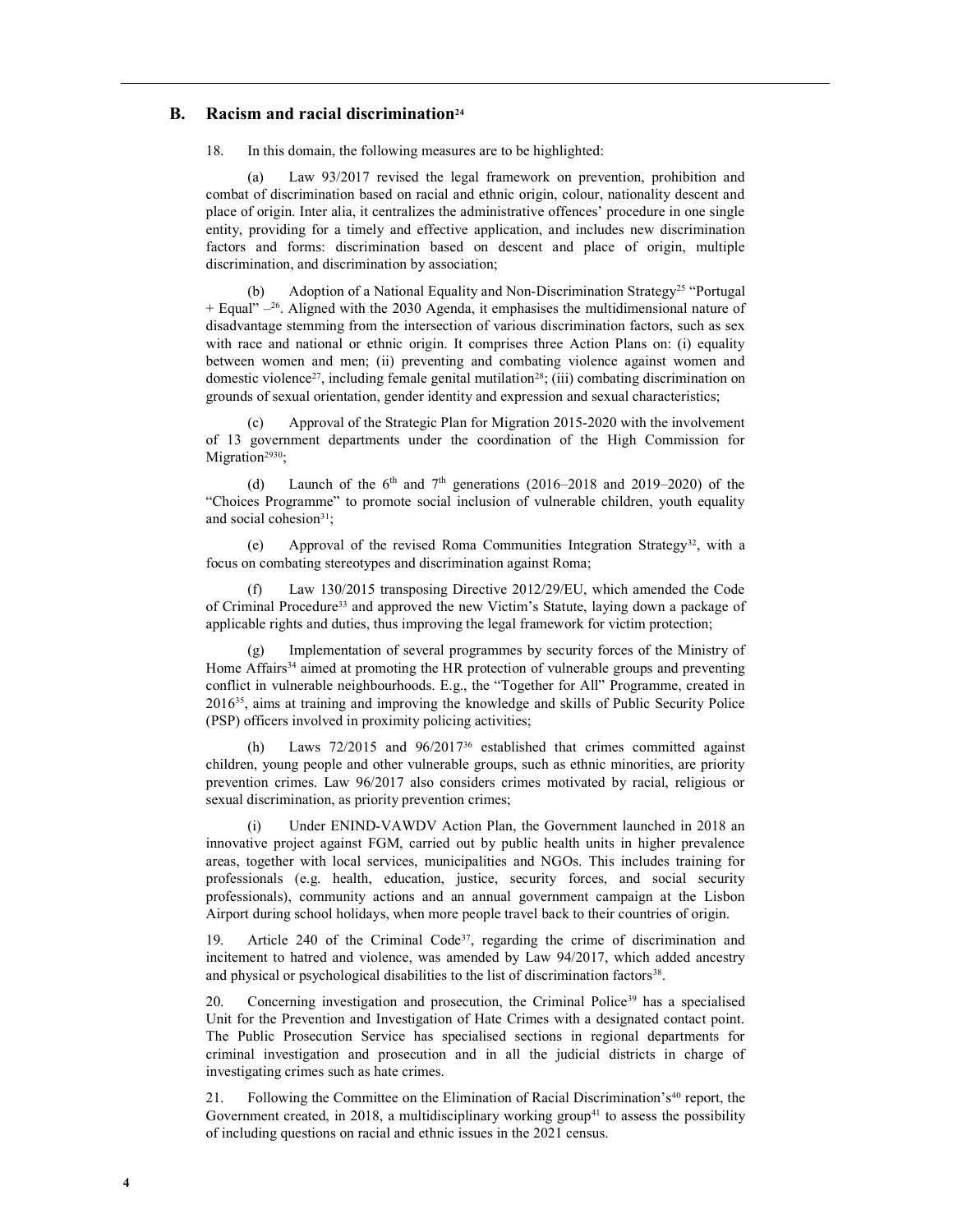## B. Racism and racial discrimination[24]

18. In this domain, the following measures are to be highlighted:

(a) Law 93/2017 revised the legal framework on prevention, prohibition and combat of discrimination based on racial and ethnic origin, colour, nationality descent and place of origin. Inter alia, it centralizes the administrative offences' procedure in one single entity, providing for a timely and effective application, and includes new discrimination factors and forms: discrimination based on descent and place of origin, multiple discrimination, and discrimination by association;

(b) Adoption of a National Equality and Non-Discrimination Strategy[25] "Portugal + Equal" –[26]. Aligned with the 2030 Agenda, it emphasises the multidimensional nature of disadvantage stemming from the intersection of various discrimination factors, such as sex with race and national or ethnic origin. It comprises three Action Plans on: (i) equality between women and men; (ii) preventing and combating violence against women and domestic violence[27], including female genital mutilation[28]; (iii) combating discrimination on grounds of sexual orientation, gender identity and expression and sexual characteristics;

(c) Approval of the Strategic Plan for Migration 2015-2020 with the involvement of 13 government departments under the coordination of the High Commission for Migration[29][30];

(d) Launch of the 6th and 7th generations (2016–2018 and 2019–2020) of the "Choices Programme" to promote social inclusion of vulnerable children, youth equality and social cohesion[31];

(e) Approval of the revised Roma Communities Integration Strategy[32], with a focus on combating stereotypes and discrimination against Roma;

(f) Law 130/2015 transposing Directive 2012/29/EU, which amended the Code of Criminal Procedure[33] and approved the new Victim's Statute, laying down a package of applicable rights and duties, thus improving the legal framework for victim protection;

(g) Implementation of several programmes by security forces of the Ministry of Home Affairs[34] aimed at promoting the HR protection of vulnerable groups and preventing conflict in vulnerable neighbourhoods. E.g., the "Together for All" Programme, created in 2016[35], aims at training and improving the knowledge and skills of Public Security Police (PSP) officers involved in proximity policing activities;

(h) Laws 72/2015 and 96/2017[36] established that crimes committed against children, young people and other vulnerable groups, such as ethnic minorities, are priority prevention crimes. Law 96/2017 also considers crimes motivated by racial, religious or sexual discrimination, as priority prevention crimes;

(i) Under ENIND-VAWDV Action Plan, the Government launched in 2018 an innovative project against FGM, carried out by public health units in higher prevalence areas, together with local services, municipalities and NGOs. This includes training for professionals (e.g. health, education, justice, security forces, and social security professionals), community actions and an annual government campaign at the Lisbon Airport during school holidays, when more people travel back to their countries of origin.

19. Article 240 of the Criminal Code[37], regarding the crime of discrimination and incitement to hatred and violence, was amended by Law 94/2017, which added ancestry and physical or psychological disabilities to the list of discrimination factors[38].

20. Concerning investigation and prosecution, the Criminal Police[39] has a specialised Unit for the Prevention and Investigation of Hate Crimes with a designated contact point. The Public Prosecution Service has specialised sections in regional departments for criminal investigation and prosecution and in all the judicial districts in charge of investigating crimes such as hate crimes.

21. Following the Committee on the Elimination of Racial Discrimination's[40] report, the Government created, in 2018, a multidisciplinary working group[41] to assess the possibility of including questions on racial and ethnic issues in the 2021 census.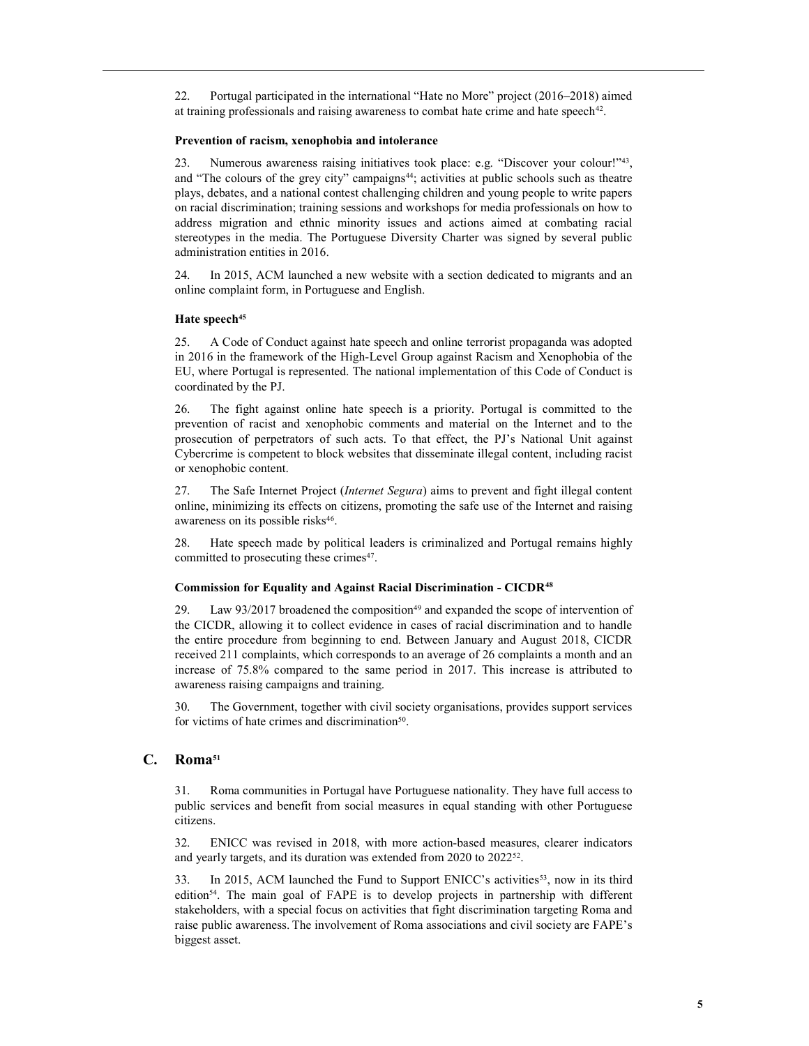22. Portugal participated in the international "Hate no More" project (2016–2018) aimed at training professionals and raising awareness to combat hate crime and hate speech[42].

#### Prevention of racism, xenophobia and intolerance

23. Numerous awareness raising initiatives took place: e.g. "Discover your colour!"[43], and "The colours of the grey city" campaigns[44]; activities at public schools such as theatre plays, debates, and a national contest challenging children and young people to write papers on racial discrimination; training sessions and workshops for media professionals on how to address migration and ethnic minority issues and actions aimed at combating racial stereotypes in the media. The Portuguese Diversity Charter was signed by several public administration entities in 2016.

24. In 2015, ACM launched a new website with a section dedicated to migrants and an online complaint form, in Portuguese and English.

#### Hate speech[45]

25. A Code of Conduct against hate speech and online terrorist propaganda was adopted in 2016 in the framework of the High-Level Group against Racism and Xenophobia of the EU, where Portugal is represented. The national implementation of this Code of Conduct is coordinated by the PJ.

26. The fight against online hate speech is a priority. Portugal is committed to the prevention of racist and xenophobic comments and material on the Internet and to the prosecution of perpetrators of such acts. To that effect, the PJ's National Unit against Cybercrime is competent to block websites that disseminate illegal content, including racist or xenophobic content.

27. The Safe Internet Project (*Internet Segura*) aims to prevent and fight illegal content online, minimizing its effects on citizens, promoting the safe use of the Internet and raising awareness on its possible risks[46].

28. Hate speech made by political leaders is criminalized and Portugal remains highly committed to prosecuting these crimes[47].

#### Commission for Equality and Against Racial Discrimination - CICDR[48]

29. Law 93/2017 broadened the composition[49] and expanded the scope of intervention of the CICDR, allowing it to collect evidence in cases of racial discrimination and to handle the entire procedure from beginning to end. Between January and August 2018, CICDR received 211 complaints, which corresponds to an average of 26 complaints a month and an increase of 75.8% compared to the same period in 2017. This increase is attributed to awareness raising campaigns and training.

30. The Government, together with civil society organisations, provides support services for victims of hate crimes and discrimination[50].

## C. Roma[51]

31. Roma communities in Portugal have Portuguese nationality. They have full access to public services and benefit from social measures in equal standing with other Portuguese citizens.

32. ENICC was revised in 2018, with more action-based measures, clearer indicators and yearly targets, and its duration was extended from 2020 to 2022[52].

33. In 2015, ACM launched the Fund to Support ENICC's activities[53], now in its third edition[54]. The main goal of FAPE is to develop projects in partnership with different stakeholders, with a special focus on activities that fight discrimination targeting Roma and raise public awareness. The involvement of Roma associations and civil society are FAPE's biggest asset.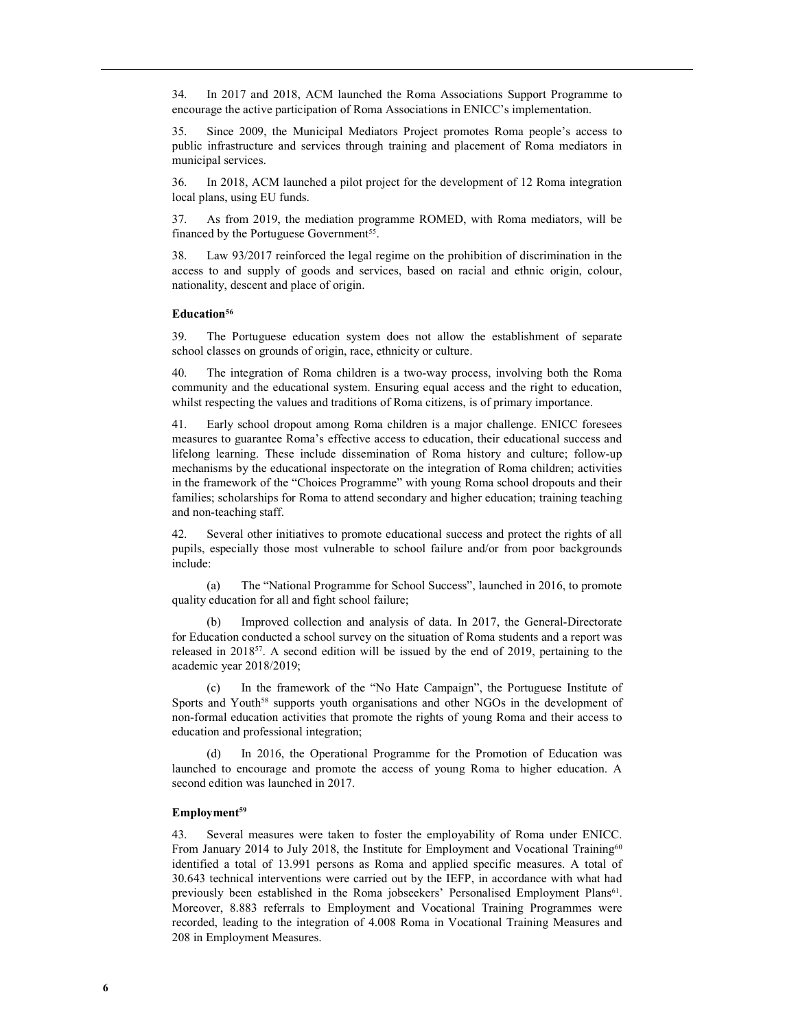34. In 2017 and 2018, ACM launched the Roma Associations Support Programme to encourage the active participation of Roma Associations in ENICC's implementation.

35. Since 2009, the Municipal Mediators Project promotes Roma people's access to public infrastructure and services through training and placement of Roma mediators in municipal services.

36. In 2018, ACM launched a pilot project for the development of 12 Roma integration local plans, using EU funds.

37. As from 2019, the mediation programme ROMED, with Roma mediators, will be financed by the Portuguese Government[55].

38. Law 93/2017 reinforced the legal regime on the prohibition of discrimination in the access to and supply of goods and services, based on racial and ethnic origin, colour, nationality, descent and place of origin.

#### Education[56]

39. The Portuguese education system does not allow the establishment of separate school classes on grounds of origin, race, ethnicity or culture.

40. The integration of Roma children is a two-way process, involving both the Roma community and the educational system. Ensuring equal access and the right to education, whilst respecting the values and traditions of Roma citizens, is of primary importance.

41. Early school dropout among Roma children is a major challenge. ENICC foresees measures to guarantee Roma's effective access to education, their educational success and lifelong learning. These include dissemination of Roma history and culture; follow-up mechanisms by the educational inspectorate on the integration of Roma children; activities in the framework of the "Choices Programme" with young Roma school dropouts and their families; scholarships for Roma to attend secondary and higher education; training teaching and non-teaching staff.

42. Several other initiatives to promote educational success and protect the rights of all pupils, especially those most vulnerable to school failure and/or from poor backgrounds include:

(a) The "National Programme for School Success", launched in 2016, to promote quality education for all and fight school failure;

(b) Improved collection and analysis of data. In 2017, the General-Directorate for Education conducted a school survey on the situation of Roma students and a report was released in 2018[57]. A second edition will be issued by the end of 2019, pertaining to the academic year 2018/2019;

(c) In the framework of the "No Hate Campaign", the Portuguese Institute of Sports and Youth[58] supports youth organisations and other NGOs in the development of non-formal education activities that promote the rights of young Roma and their access to education and professional integration;

(d) In 2016, the Operational Programme for the Promotion of Education was launched to encourage and promote the access of young Roma to higher education. A second edition was launched in 2017.

#### Employment[59]

43. Several measures were taken to foster the employability of Roma under ENICC. From January 2014 to July 2018, the Institute for Employment and Vocational Training[60] identified a total of 13.991 persons as Roma and applied specific measures. A total of 30.643 technical interventions were carried out by the IEFP, in accordance with what had previously been established in the Roma jobseekers' Personalised Employment Plans[61]. Moreover, 8.883 referrals to Employment and Vocational Training Programmes were recorded, leading to the integration of 4.008 Roma in Vocational Training Measures and 208 in Employment Measures.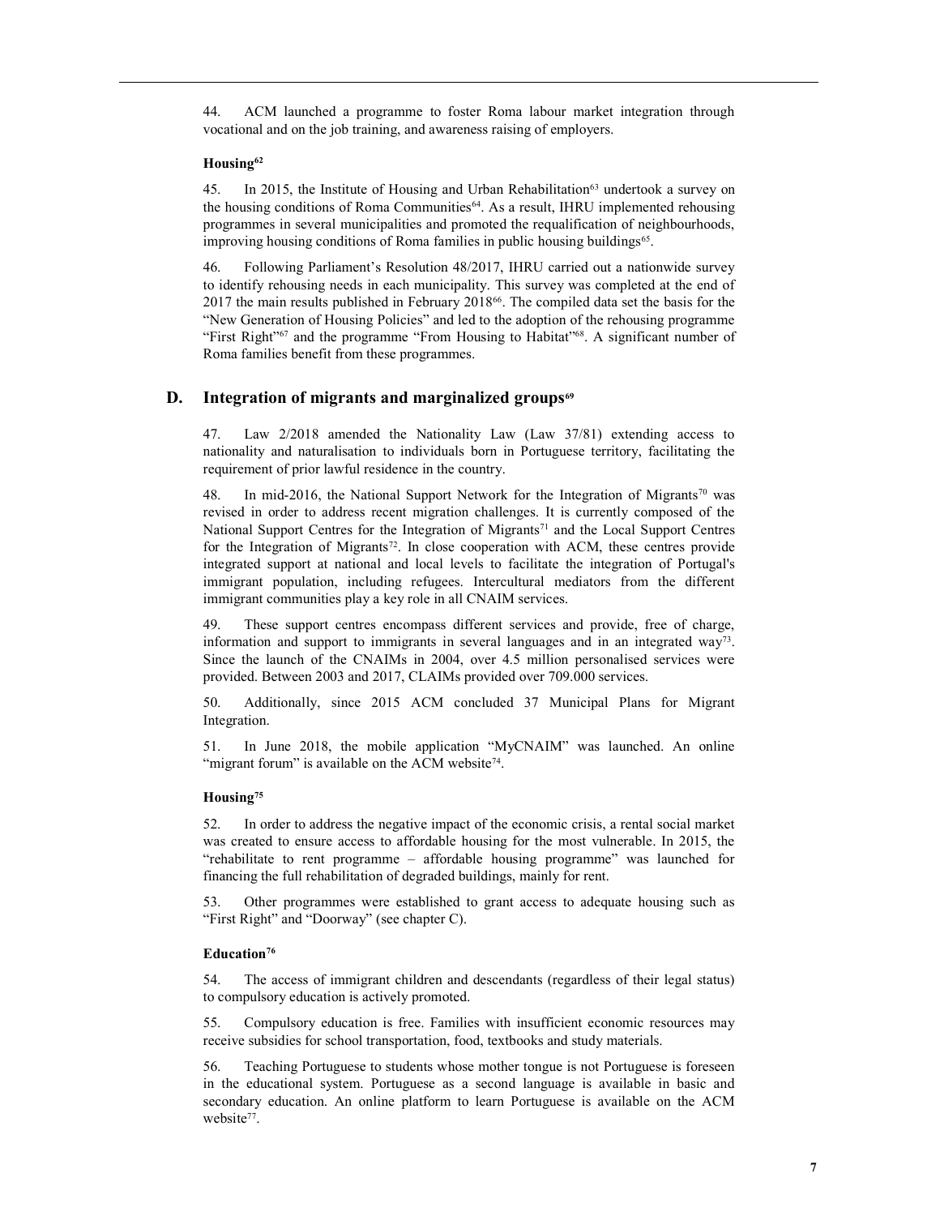44. ACM launched a programme to foster Roma labour market integration through vocational and on the job training, and awareness raising of employers.

#### Housing[62]

45. In 2015, the Institute of Housing and Urban Rehabilitation[63] undertook a survey on the housing conditions of Roma Communities[64]. As a result, IHRU implemented rehousing programmes in several municipalities and promoted the requalification of neighbourhoods, improving housing conditions of Roma families in public housing buildings[65].

46. Following Parliament's Resolution 48/2017, IHRU carried out a nationwide survey to identify rehousing needs in each municipality. This survey was completed at the end of 2017 the main results published in February 2018[66]. The compiled data set the basis for the "New Generation of Housing Policies" and led to the adoption of the rehousing programme "First Right"[67] and the programme "From Housing to Habitat"[68]. A significant number of Roma families benefit from these programmes.

## D. Integration of migrants and marginalized groups[69]

47. Law 2/2018 amended the Nationality Law (Law 37/81) extending access to nationality and naturalisation to individuals born in Portuguese territory, facilitating the requirement of prior lawful residence in the country.

48. In mid-2016, the National Support Network for the Integration of Migrants[70] was revised in order to address recent migration challenges. It is currently composed of the National Support Centres for the Integration of Migrants[71] and the Local Support Centres for the Integration of Migrants[72]. In close cooperation with ACM, these centres provide integrated support at national and local levels to facilitate the integration of Portugal's immigrant population, including refugees. Intercultural mediators from the different immigrant communities play a key role in all CNAIM services.

49. These support centres encompass different services and provide, free of charge, information and support to immigrants in several languages and in an integrated way[73]. Since the launch of the CNAIMs in 2004, over 4.5 million personalised services were provided. Between 2003 and 2017, CLAIMs provided over 709.000 services.

50. Additionally, since 2015 ACM concluded 37 Municipal Plans for Migrant Integration.

51. In June 2018, the mobile application "MyCNAIM" was launched. An online "migrant forum" is available on the ACM website[74].

#### Housing[75]

52. In order to address the negative impact of the economic crisis, a rental social market was created to ensure access to affordable housing for the most vulnerable. In 2015, the "rehabilitate to rent programme – affordable housing programme" was launched for financing the full rehabilitation of degraded buildings, mainly for rent.

53. Other programmes were established to grant access to adequate housing such as "First Right" and "Doorway" (see chapter C).

#### Education[76]

54. The access of immigrant children and descendants (regardless of their legal status) to compulsory education is actively promoted.

55. Compulsory education is free. Families with insufficient economic resources may receive subsidies for school transportation, food, textbooks and study materials.

56. Teaching Portuguese to students whose mother tongue is not Portuguese is foreseen in the educational system. Portuguese as a second language is available in basic and secondary education. An online platform to learn Portuguese is available on the ACM website[77].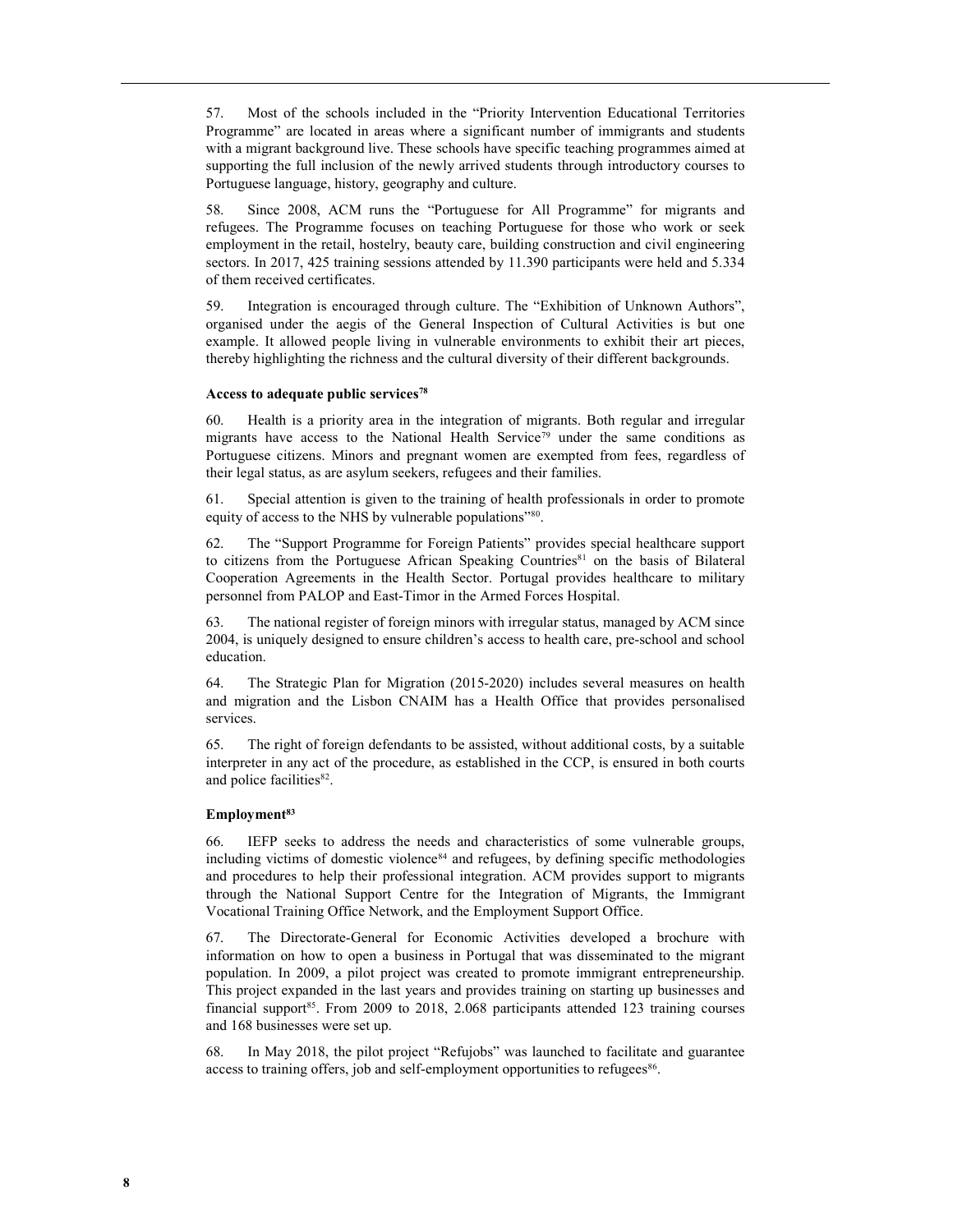57. Most of the schools included in the "Priority Intervention Educational Territories Programme" are located in areas where a significant number of immigrants and students with a migrant background live. These schools have specific teaching programmes aimed at supporting the full inclusion of the newly arrived students through introductory courses to Portuguese language, history, geography and culture.

58. Since 2008, ACM runs the "Portuguese for All Programme" for migrants and refugees. The Programme focuses on teaching Portuguese for those who work or seek employment in the retail, hostelry, beauty care, building construction and civil engineering sectors. In 2017, 425 training sessions attended by 11.390 participants were held and 5.334 of them received certificates.

59. Integration is encouraged through culture. The "Exhibition of Unknown Authors", organised under the aegis of the General Inspection of Cultural Activities is but one example. It allowed people living in vulnerable environments to exhibit their art pieces, thereby highlighting the richness and the cultural diversity of their different backgrounds.

**Access to adequate public services[78]**

60. Health is a priority area in the integration of migrants. Both regular and irregular migrants have access to the National Health Service[79] under the same conditions as Portuguese citizens. Minors and pregnant women are exempted from fees, regardless of their legal status, as are asylum seekers, refugees and their families.

61. Special attention is given to the training of health professionals in order to promote equity of access to the NHS by vulnerable populations"[80].

62. The "Support Programme for Foreign Patients" provides special healthcare support to citizens from the Portuguese African Speaking Countries[81] on the basis of Bilateral Cooperation Agreements in the Health Sector. Portugal provides healthcare to military personnel from PALOP and East-Timor in the Armed Forces Hospital.

63. The national register of foreign minors with irregular status, managed by ACM since 2004, is uniquely designed to ensure children's access to health care, pre-school and school education.

64. The Strategic Plan for Migration (2015-2020) includes several measures on health and migration and the Lisbon CNAIM has a Health Office that provides personalised services.

65. The right of foreign defendants to be assisted, without additional costs, by a suitable interpreter in any act of the procedure, as established in the CCP, is ensured in both courts and police facilities[82].

**Employment[83]**

66. IEFP seeks to address the needs and characteristics of some vulnerable groups, including victims of domestic violence[84] and refugees, by defining specific methodologies and procedures to help their professional integration. ACM provides support to migrants through the National Support Centre for the Integration of Migrants, the Immigrant Vocational Training Office Network, and the Employment Support Office.

67. The Directorate-General for Economic Activities developed a brochure with information on how to open a business in Portugal that was disseminated to the migrant population. In 2009, a pilot project was created to promote immigrant entrepreneurship. This project expanded in the last years and provides training on starting up businesses and financial support[85]. From 2009 to 2018, 2.068 participants attended 123 training courses and 168 businesses were set up.

68. In May 2018, the pilot project "Refujobs" was launched to facilitate and guarantee access to training offers, job and self-employment opportunities to refugees[86].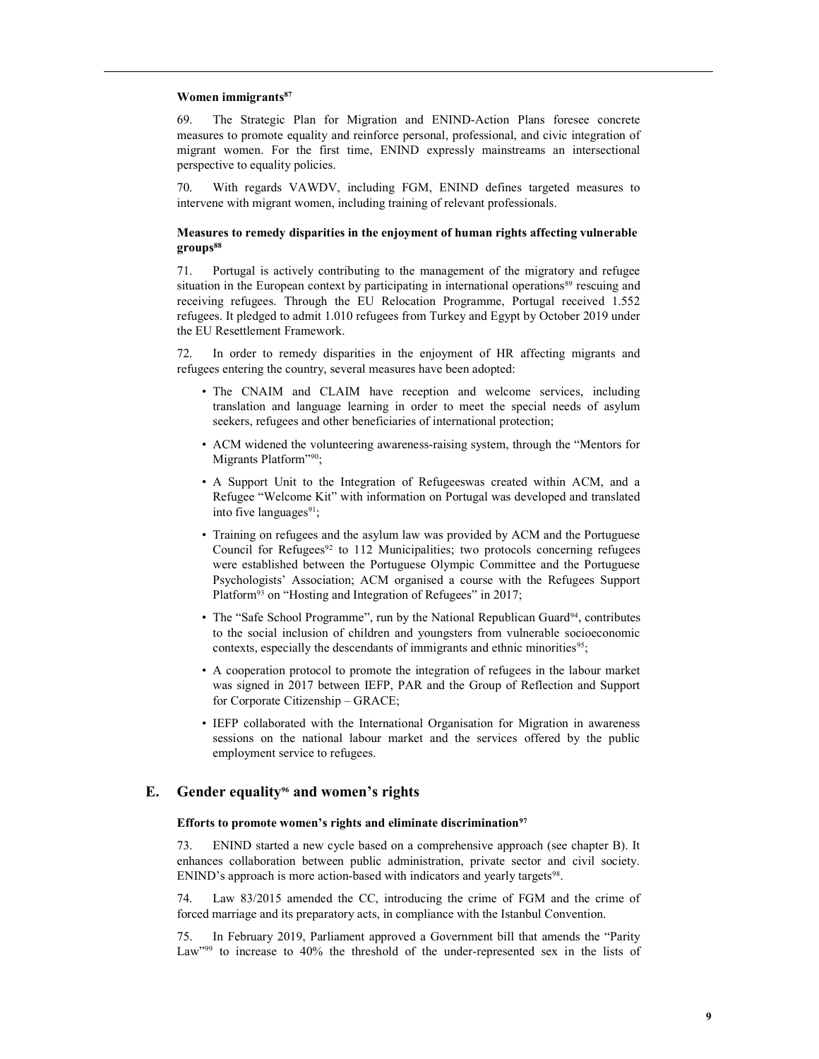#### Women immigrants[87]

69. The Strategic Plan for Migration and ENIND-Action Plans foresee concrete measures to promote equality and reinforce personal, professional, and civic integration of migrant women. For the first time, ENIND expressly mainstreams an intersectional perspective to equality policies.

70. With regards VAWDV, including FGM, ENIND defines targeted measures to intervene with migrant women, including training of relevant professionals.

#### Measures to remedy disparities in the enjoyment of human rights affecting vulnerable groups[88]

71. Portugal is actively contributing to the management of the migratory and refugee situation in the European context by participating in international operations[89] rescuing and receiving refugees. Through the EU Relocation Programme, Portugal received 1.552 refugees. It pledged to admit 1.010 refugees from Turkey and Egypt by October 2019 under the EU Resettlement Framework.

72. In order to remedy disparities in the enjoyment of HR affecting migrants and refugees entering the country, several measures have been adopted:

- The CNAIM and CLAIM have reception and welcome services, including translation and language learning in order to meet the special needs of asylum seekers, refugees and other beneficiaries of international protection;
- ACM widened the volunteering awareness-raising system, through the "Mentors for Migrants Platform"[90];
- A Support Unit to the Integration of Refugeeswas created within ACM, and a Refugee "Welcome Kit" with information on Portugal was developed and translated into five languages[91];
- Training on refugees and the asylum law was provided by ACM and the Portuguese Council for Refugees[92] to 112 Municipalities; two protocols concerning refugees were established between the Portuguese Olympic Committee and the Portuguese Psychologists' Association; ACM organised a course with the Refugees Support Platform[93] on "Hosting and Integration of Refugees" in 2017;
- The "Safe School Programme", run by the National Republican Guard[94], contributes to the social inclusion of children and youngsters from vulnerable socioeconomic contexts, especially the descendants of immigrants and ethnic minorities[95];
- A cooperation protocol to promote the integration of refugees in the labour market was signed in 2017 between IEFP, PAR and the Group of Reflection and Support for Corporate Citizenship – GRACE;
- IEFP collaborated with the International Organisation for Migration in awareness sessions on the national labour market and the services offered by the public employment service to refugees.

## E. Gender equality[96] and women's rights

#### Efforts to promote women's rights and eliminate discrimination[97]

73. ENIND started a new cycle based on a comprehensive approach (see chapter B). It enhances collaboration between public administration, private sector and civil society. ENIND's approach is more action-based with indicators and yearly targets[98].

74. Law 83/2015 amended the CC, introducing the crime of FGM and the crime of forced marriage and its preparatory acts, in compliance with the Istanbul Convention.

75. In February 2019, Parliament approved a Government bill that amends the "Parity Law"[99] to increase to 40% the threshold of the under-represented sex in the lists of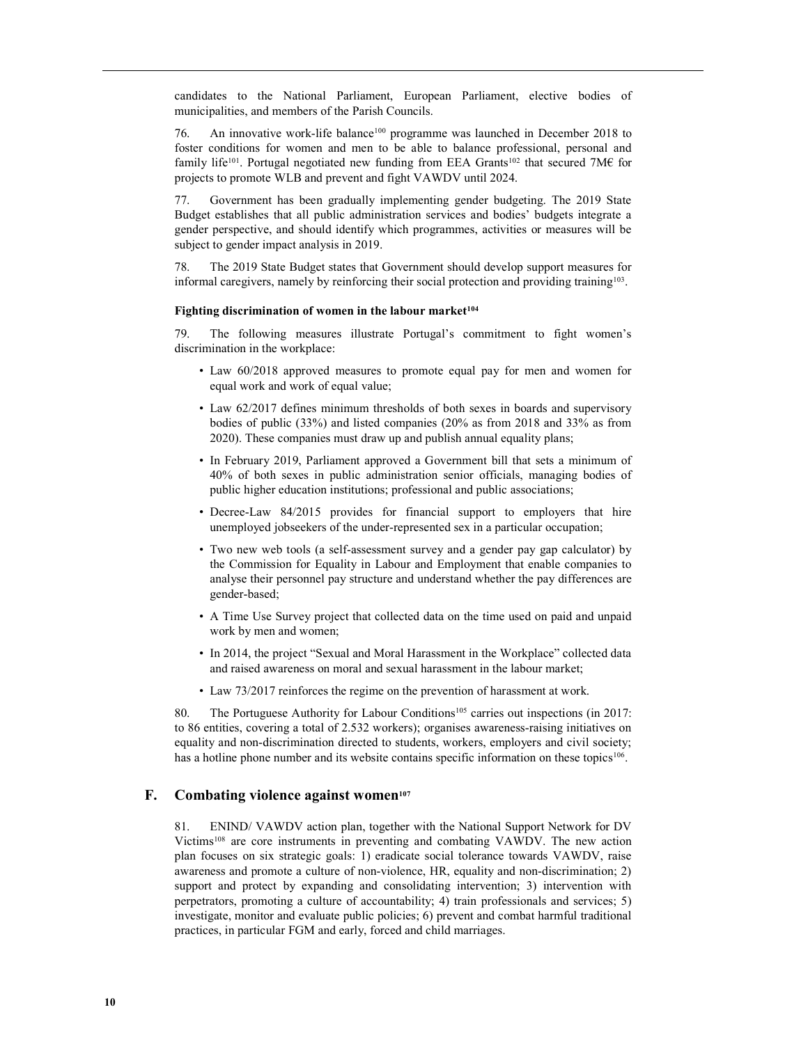candidates to the National Parliament, European Parliament, elective bodies of municipalities, and members of the Parish Councils.

76. An innovative work-life balance[100] programme was launched in December 2018 to foster conditions for women and men to be able to balance professional, personal and family life[101]. Portugal negotiated new funding from EEA Grants[102] that secured 7M€ for projects to promote WLB and prevent and fight VAWDV until 2024.

77. Government has been gradually implementing gender budgeting. The 2019 State Budget establishes that all public administration services and bodies' budgets integrate a gender perspective, and should identify which programmes, activities or measures will be subject to gender impact analysis in 2019.

78. The 2019 State Budget states that Government should develop support measures for informal caregivers, namely by reinforcing their social protection and providing training[103].

**Fighting discrimination of women in the labour market[104]**

79. The following measures illustrate Portugal's commitment to fight women's discrimination in the workplace:

- Law 60/2018 approved measures to promote equal pay for men and women for equal work and work of equal value;
- Law 62/2017 defines minimum thresholds of both sexes in boards and supervisory bodies of public (33%) and listed companies (20% as from 2018 and 33% as from 2020). These companies must draw up and publish annual equality plans;
- In February 2019, Parliament approved a Government bill that sets a minimum of 40% of both sexes in public administration senior officials, managing bodies of public higher education institutions; professional and public associations;
- Decree-Law 84/2015 provides for financial support to employers that hire unemployed jobseekers of the under-represented sex in a particular occupation;
- Two new web tools (a self-assessment survey and a gender pay gap calculator) by the Commission for Equality in Labour and Employment that enable companies to analyse their personnel pay structure and understand whether the pay differences are gender-based;
- A Time Use Survey project that collected data on the time used on paid and unpaid work by men and women;
- In 2014, the project "Sexual and Moral Harassment in the Workplace" collected data and raised awareness on moral and sexual harassment in the labour market;
- Law 73/2017 reinforces the regime on the prevention of harassment at work.

80. The Portuguese Authority for Labour Conditions[105] carries out inspections (in 2017: to 86 entities, covering a total of 2.532 workers); organises awareness-raising initiatives on equality and non-discrimination directed to students, workers, employers and civil society; has a hotline phone number and its website contains specific information on these topics[106].

## F. Combating violence against women[107]

81. ENIND/ VAWDV action plan, together with the National Support Network for DV Victims[108] are core instruments in preventing and combating VAWDV. The new action plan focuses on six strategic goals: 1) eradicate social tolerance towards VAWDV, raise awareness and promote a culture of non-violence, HR, equality and non-discrimination; 2) support and protect by expanding and consolidating intervention; 3) intervention with perpetrators, promoting a culture of accountability; 4) train professionals and services; 5) investigate, monitor and evaluate public policies; 6) prevent and combat harmful traditional practices, in particular FGM and early, forced and child marriages.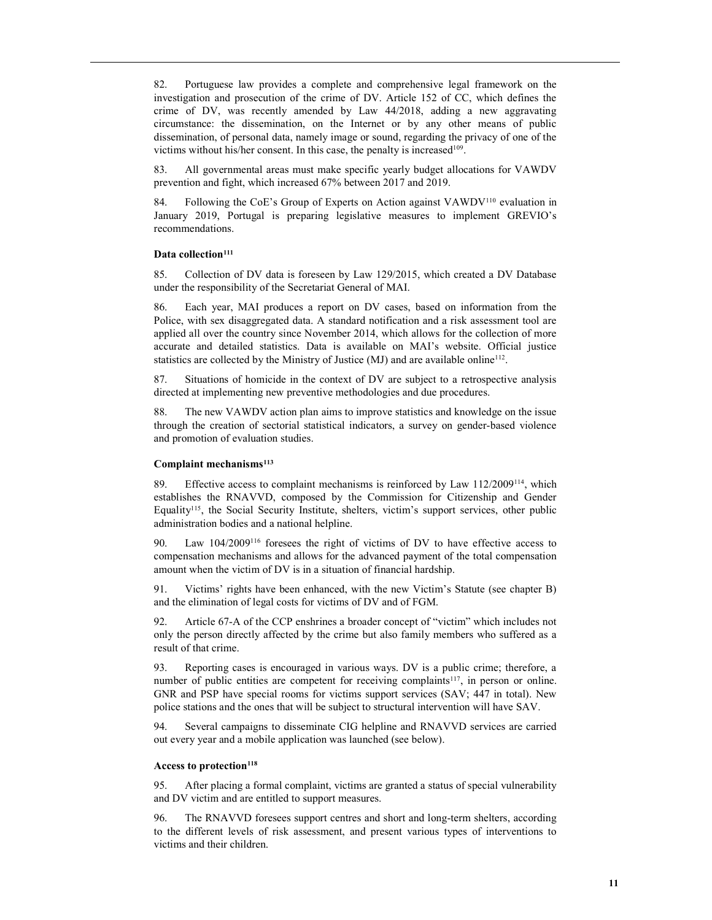82. Portuguese law provides a complete and comprehensive legal framework on the investigation and prosecution of the crime of DV. Article 152 of CC, which defines the crime of DV, was recently amended by Law 44/2018, adding a new aggravating circumstance: the dissemination, on the Internet or by any other means of public dissemination, of personal data, namely image or sound, regarding the privacy of one of the victims without his/her consent. In this case, the penalty is increased[109].

83. All governmental areas must make specific yearly budget allocations for VAWDV prevention and fight, which increased 67% between 2017 and 2019.

84. Following the CoE's Group of Experts on Action against VAWDV[110] evaluation in January 2019, Portugal is preparing legislative measures to implement GREVIO's recommendations.

**Data collection[111]**

85. Collection of DV data is foreseen by Law 129/2015, which created a DV Database under the responsibility of the Secretariat General of MAI.

86. Each year, MAI produces a report on DV cases, based on information from the Police, with sex disaggregated data. A standard notification and a risk assessment tool are applied all over the country since November 2014, which allows for the collection of more accurate and detailed statistics. Data is available on MAI's website. Official justice statistics are collected by the Ministry of Justice (MJ) and are available online[112].

87. Situations of homicide in the context of DV are subject to a retrospective analysis directed at implementing new preventive methodologies and due procedures.

88. The new VAWDV action plan aims to improve statistics and knowledge on the issue through the creation of sectorial statistical indicators, a survey on gender-based violence and promotion of evaluation studies.

**Complaint mechanisms[113]**

89. Effective access to complaint mechanisms is reinforced by Law 112/2009[114], which establishes the RNAVVD, composed by the Commission for Citizenship and Gender Equality[115], the Social Security Institute, shelters, victim's support services, other public administration bodies and a national helpline.

90. Law 104/2009[116] foresees the right of victims of DV to have effective access to compensation mechanisms and allows for the advanced payment of the total compensation amount when the victim of DV is in a situation of financial hardship.

91. Victims' rights have been enhanced, with the new Victim's Statute (see chapter B) and the elimination of legal costs for victims of DV and of FGM.

92. Article 67-A of the CCP enshrines a broader concept of "victim" which includes not only the person directly affected by the crime but also family members who suffered as a result of that crime.

93. Reporting cases is encouraged in various ways. DV is a public crime; therefore, a number of public entities are competent for receiving complaints[117], in person or online. GNR and PSP have special rooms for victims support services (SAV; 447 in total). New police stations and the ones that will be subject to structural intervention will have SAV.

94. Several campaigns to disseminate CIG helpline and RNAVVD services are carried out every year and a mobile application was launched (see below).

**Access to protection[118]**

95. After placing a formal complaint, victims are granted a status of special vulnerability and DV victim and are entitled to support measures.

96. The RNAVVD foresees support centres and short and long-term shelters, according to the different levels of risk assessment, and present various types of interventions to victims and their children.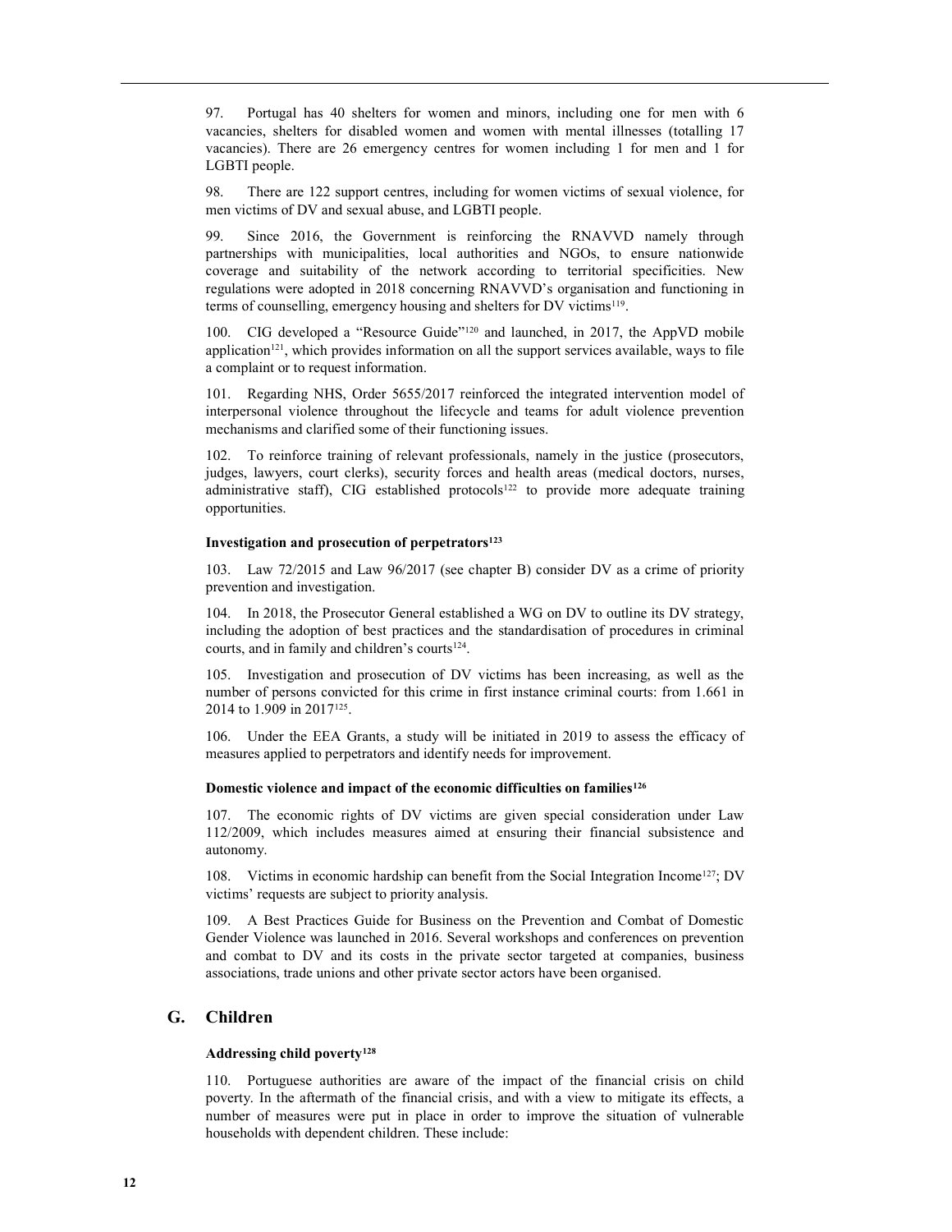97. Portugal has 40 shelters for women and minors, including one for men with 6 vacancies, shelters for disabled women and women with mental illnesses (totalling 17 vacancies). There are 26 emergency centres for women including 1 for men and 1 for LGBTI people.

98. There are 122 support centres, including for women victims of sexual violence, for men victims of DV and sexual abuse, and LGBTI people.

99. Since 2016, the Government is reinforcing the RNAVVD namely through partnerships with municipalities, local authorities and NGOs, to ensure nationwide coverage and suitability of the network according to territorial specificities. New regulations were adopted in 2018 concerning RNAVVD's organisation and functioning in terms of counselling, emergency housing and shelters for DV victims[119].

100. CIG developed a "Resource Guide"[120] and launched, in 2017, the AppVD mobile application[121], which provides information on all the support services available, ways to file a complaint or to request information.

101. Regarding NHS, Order 5655/2017 reinforced the integrated intervention model of interpersonal violence throughout the lifecycle and teams for adult violence prevention mechanisms and clarified some of their functioning issues.

102. To reinforce training of relevant professionals, namely in the justice (prosecutors, judges, lawyers, court clerks), security forces and health areas (medical doctors, nurses, administrative staff), CIG established protocols[122] to provide more adequate training opportunities.

#### Investigation and prosecution of perpetrators[123]

103. Law 72/2015 and Law 96/2017 (see chapter B) consider DV as a crime of priority prevention and investigation.

104. In 2018, the Prosecutor General established a WG on DV to outline its DV strategy, including the adoption of best practices and the standardisation of procedures in criminal courts, and in family and children's courts[124].

105. Investigation and prosecution of DV victims has been increasing, as well as the number of persons convicted for this crime in first instance criminal courts: from 1.661 in 2014 to 1.909 in 2017[125].

106. Under the EEA Grants, a study will be initiated in 2019 to assess the efficacy of measures applied to perpetrators and identify needs for improvement.

#### Domestic violence and impact of the economic difficulties on families[126]

107. The economic rights of DV victims are given special consideration under Law 112/2009, which includes measures aimed at ensuring their financial subsistence and autonomy.

108. Victims in economic hardship can benefit from the Social Integration Income[127]; DV victims' requests are subject to priority analysis.

109. A Best Practices Guide for Business on the Prevention and Combat of Domestic Gender Violence was launched in 2016. Several workshops and conferences on prevention and combat to DV and its costs in the private sector targeted at companies, business associations, trade unions and other private sector actors have been organised.

## G. Children

#### Addressing child poverty[128]

110. Portuguese authorities are aware of the impact of the financial crisis on child poverty. In the aftermath of the financial crisis, and with a view to mitigate its effects, a number of measures were put in place in order to improve the situation of vulnerable households with dependent children. These include: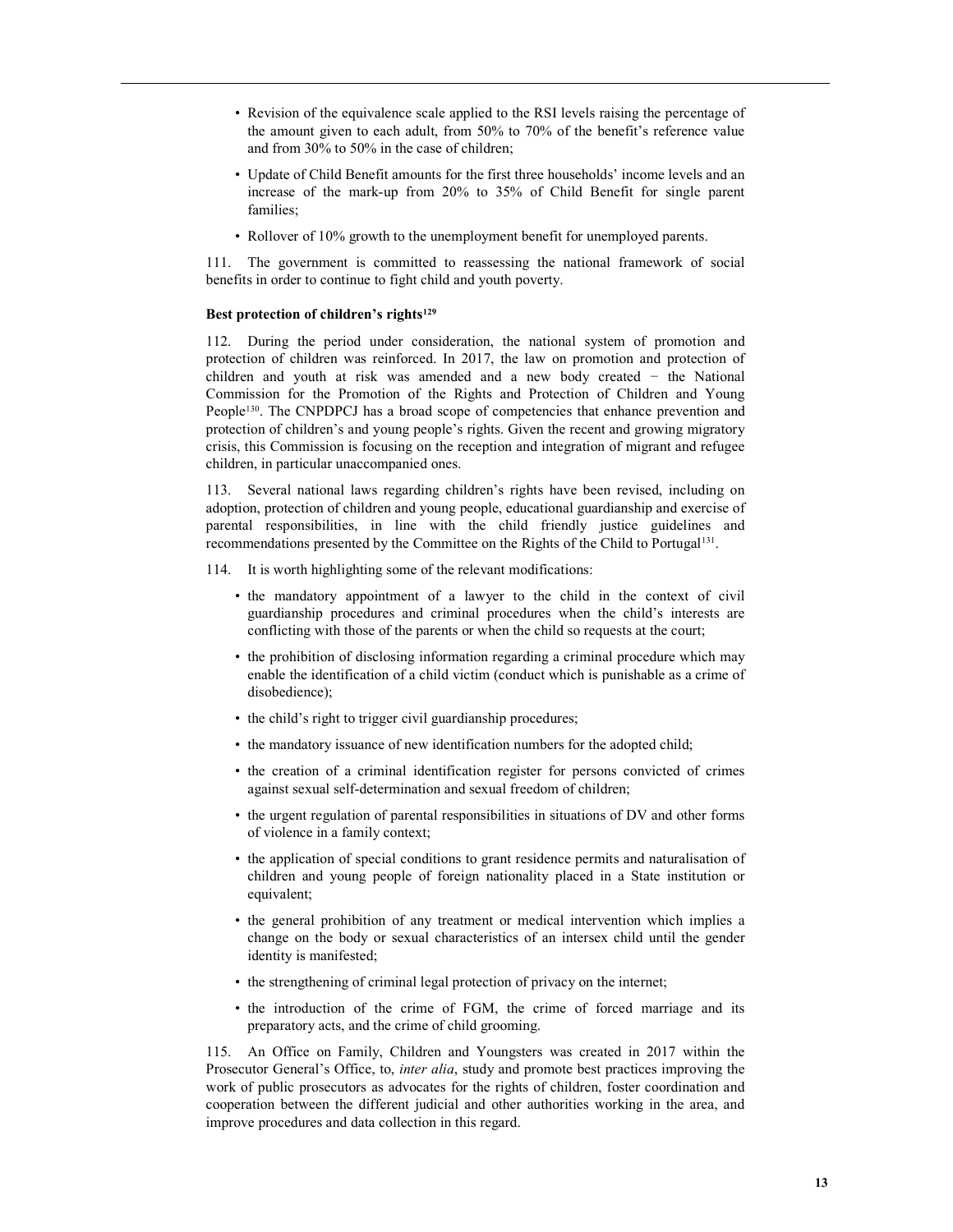- Revision of the equivalence scale applied to the RSI levels raising the percentage of the amount given to each adult, from 50% to 70% of the benefit's reference value and from 30% to 50% in the case of children;
- Update of Child Benefit amounts for the first three households' income levels and an increase of the mark-up from 20% to 35% of Child Benefit for single parent families;
- Rollover of 10% growth to the unemployment benefit for unemployed parents.

111. The government is committed to reassessing the national framework of social benefits in order to continue to fight child and youth poverty.

**Best protection of children's rights**[129]

112. During the period under consideration, the national system of promotion and protection of children was reinforced. In 2017, the law on promotion and protection of children and youth at risk was amended and a new body created − the National Commission for the Promotion of the Rights and Protection of Children and Young People[130]. The CNPDPCJ has a broad scope of competencies that enhance prevention and protection of children's and young people's rights. Given the recent and growing migratory crisis, this Commission is focusing on the reception and integration of migrant and refugee children, in particular unaccompanied ones.

113. Several national laws regarding children's rights have been revised, including on adoption, protection of children and young people, educational guardianship and exercise of parental responsibilities, in line with the child friendly justice guidelines and recommendations presented by the Committee on the Rights of the Child to Portugal[131].

114. It is worth highlighting some of the relevant modifications:

- the mandatory appointment of a lawyer to the child in the context of civil guardianship procedures and criminal procedures when the child's interests are conflicting with those of the parents or when the child so requests at the court;
- the prohibition of disclosing information regarding a criminal procedure which may enable the identification of a child victim (conduct which is punishable as a crime of disobedience);
- the child's right to trigger civil guardianship procedures;
- the mandatory issuance of new identification numbers for the adopted child;
- the creation of a criminal identification register for persons convicted of crimes against sexual self-determination and sexual freedom of children;
- the urgent regulation of parental responsibilities in situations of DV and other forms of violence in a family context;
- the application of special conditions to grant residence permits and naturalisation of children and young people of foreign nationality placed in a State institution or equivalent;
- the general prohibition of any treatment or medical intervention which implies a change on the body or sexual characteristics of an intersex child until the gender identity is manifested;
- the strengthening of criminal legal protection of privacy on the internet;
- the introduction of the crime of FGM, the crime of forced marriage and its preparatory acts, and the crime of child grooming.

115. An Office on Family, Children and Youngsters was created in 2017 within the Prosecutor General's Office, to, *inter alia*, study and promote best practices improving the work of public prosecutors as advocates for the rights of children, foster coordination and cooperation between the different judicial and other authorities working in the area, and improve procedures and data collection in this regard.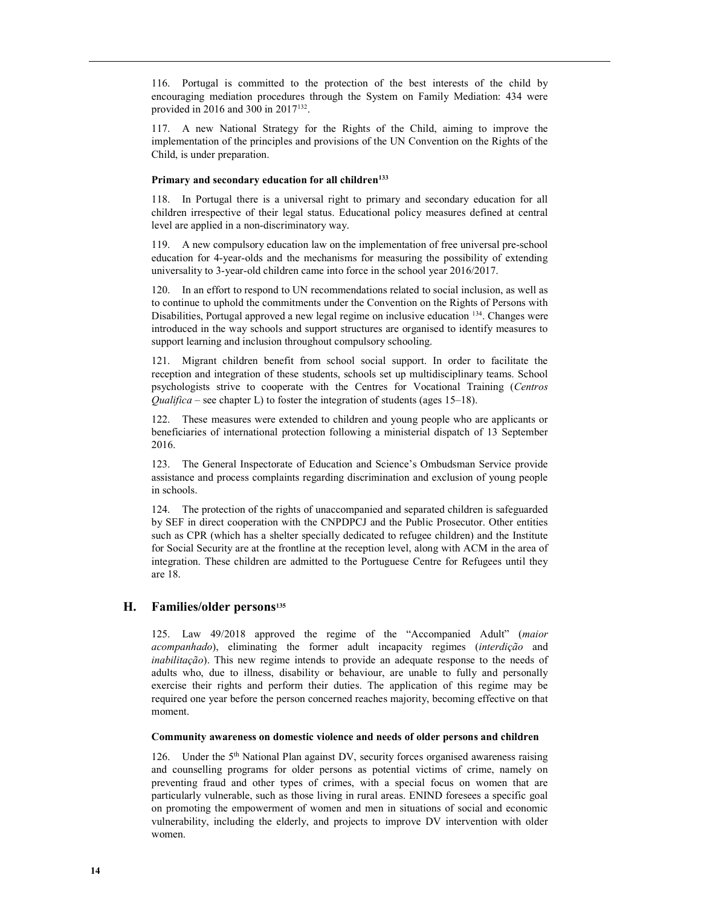116. Portugal is committed to the protection of the best interests of the child by encouraging mediation procedures through the System on Family Mediation: 434 were provided in 2016 and 300 in 2017[132].

117. A new National Strategy for the Rights of the Child, aiming to improve the implementation of the principles and provisions of the UN Convention on the Rights of the Child, is under preparation.

**Primary and secondary education for all children[133]**

118. In Portugal there is a universal right to primary and secondary education for all children irrespective of their legal status. Educational policy measures defined at central level are applied in a non-discriminatory way.

119. A new compulsory education law on the implementation of free universal pre-school education for 4-year-olds and the mechanisms for measuring the possibility of extending universality to 3-year-old children came into force in the school year 2016/2017.

120. In an effort to respond to UN recommendations related to social inclusion, as well as to continue to uphold the commitments under the Convention on the Rights of Persons with Disabilities, Portugal approved a new legal regime on inclusive education [134]. Changes were introduced in the way schools and support structures are organised to identify measures to support learning and inclusion throughout compulsory schooling.

121. Migrant children benefit from school social support. In order to facilitate the reception and integration of these students, schools set up multidisciplinary teams. School psychologists strive to cooperate with the Centres for Vocational Training (*Centros Qualifica* – see chapter L) to foster the integration of students (ages 15–18).

122. These measures were extended to children and young people who are applicants or beneficiaries of international protection following a ministerial dispatch of 13 September 2016.

123. The General Inspectorate of Education and Science's Ombudsman Service provide assistance and process complaints regarding discrimination and exclusion of young people in schools.

124. The protection of the rights of unaccompanied and separated children is safeguarded by SEF in direct cooperation with the CNPDPCJ and the Public Prosecutor. Other entities such as CPR (which has a shelter specially dedicated to refugee children) and the Institute for Social Security are at the frontline at the reception level, along with ACM in the area of integration. These children are admitted to the Portuguese Centre for Refugees until they are 18.

## H. Families/older persons[135]

125. Law 49/2018 approved the regime of the "Accompanied Adult" (*maior acompanhado*), eliminating the former adult incapacity regimes (*interdição* and *inabilitação*). This new regime intends to provide an adequate response to the needs of adults who, due to illness, disability or behaviour, are unable to fully and personally exercise their rights and perform their duties. The application of this regime may be required one year before the person concerned reaches majority, becoming effective on that moment.

**Community awareness on domestic violence and needs of older persons and children**

126. Under the 5th National Plan against DV, security forces organised awareness raising and counselling programs for older persons as potential victims of crime, namely on preventing fraud and other types of crimes, with a special focus on women that are particularly vulnerable, such as those living in rural areas. ENIND foresees a specific goal on promoting the empowerment of women and men in situations of social and economic vulnerability, including the elderly, and projects to improve DV intervention with older women.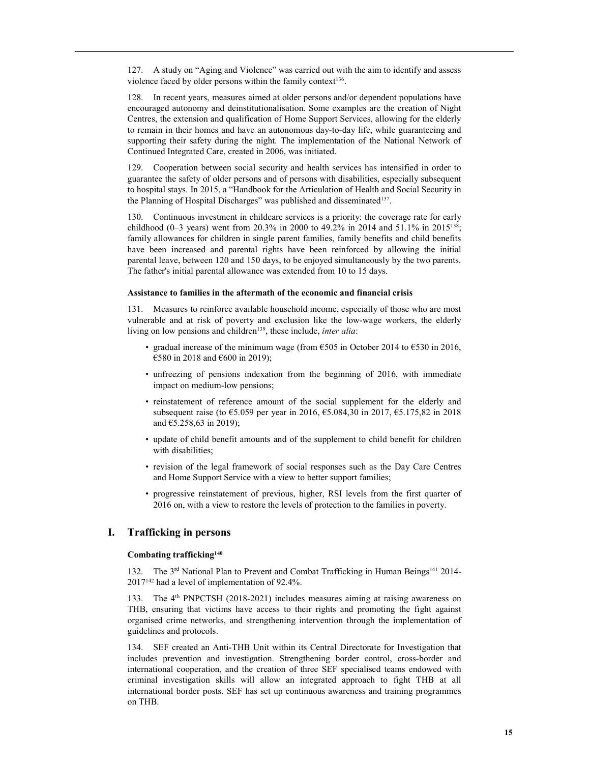127. A study on "Aging and Violence" was carried out with the aim to identify and assess violence faced by older persons within the family context[136].

128. In recent years, measures aimed at older persons and/or dependent populations have encouraged autonomy and deinstitutionalisation. Some examples are the creation of Night Centres, the extension and qualification of Home Support Services, allowing for the elderly to remain in their homes and have an autonomous day-to-day life, while guaranteeing and supporting their safety during the night. The implementation of the National Network of Continued Integrated Care, created in 2006, was initiated.

129. Cooperation between social security and health services has intensified in order to guarantee the safety of older persons and of persons with disabilities, especially subsequent to hospital stays. In 2015, a "Handbook for the Articulation of Health and Social Security in the Planning of Hospital Discharges" was published and disseminated[137].

130. Continuous investment in childcare services is a priority: the coverage rate for early childhood (0–3 years) went from 20.3% in 2000 to 49.2% in 2014 and 51.1% in 2015[138]; family allowances for children in single parent families, family benefits and child benefits have been increased and parental rights have been reinforced by allowing the initial parental leave, between 120 and 150 days, to be enjoyed simultaneously by the two parents. The father's initial parental allowance was extended from 10 to 15 days.

#### Assistance to families in the aftermath of the economic and financial crisis

131. Measures to reinforce available household income, especially of those who are most vulnerable and at risk of poverty and exclusion like the low-wage workers, the elderly living on low pensions and children[139], these include, *inter alia*:

- gradual increase of the minimum wage (from €505 in October 2014 to €530 in 2016, €580 in 2018 and €600 in 2019);
- unfreezing of pensions indexation from the beginning of 2016, with immediate impact on medium-low pensions;
- reinstatement of reference amount of the social supplement for the elderly and subsequent raise (to €5.059 per year in 2016, €5.084,30 in 2017, €5.175,82 in 2018 and €5.258,63 in 2019);
- update of child benefit amounts and of the supplement to child benefit for children with disabilities;
- revision of the legal framework of social responses such as the Day Care Centres and Home Support Service with a view to better support families;
- progressive reinstatement of previous, higher, RSI levels from the first quarter of 2016 on, with a view to restore the levels of protection to the families in poverty.

## I. Trafficking in persons

#### Combating trafficking[140]

132. The 3rd National Plan to Prevent and Combat Trafficking in Human Beings[141] 2014-2017[142] had a level of implementation of 92.4%.

133. The 4th PNPCTSH (2018-2021) includes measures aiming at raising awareness on THB, ensuring that victims have access to their rights and promoting the fight against organised crime networks, and strengthening intervention through the implementation of guidelines and protocols.

134. SEF created an Anti-THB Unit within its Central Directorate for Investigation that includes prevention and investigation. Strengthening border control, cross-border and international cooperation, and the creation of three SEF specialised teams endowed with criminal investigation skills will allow an integrated approach to fight THB at all international border posts. SEF has set up continuous awareness and training programmes on THB.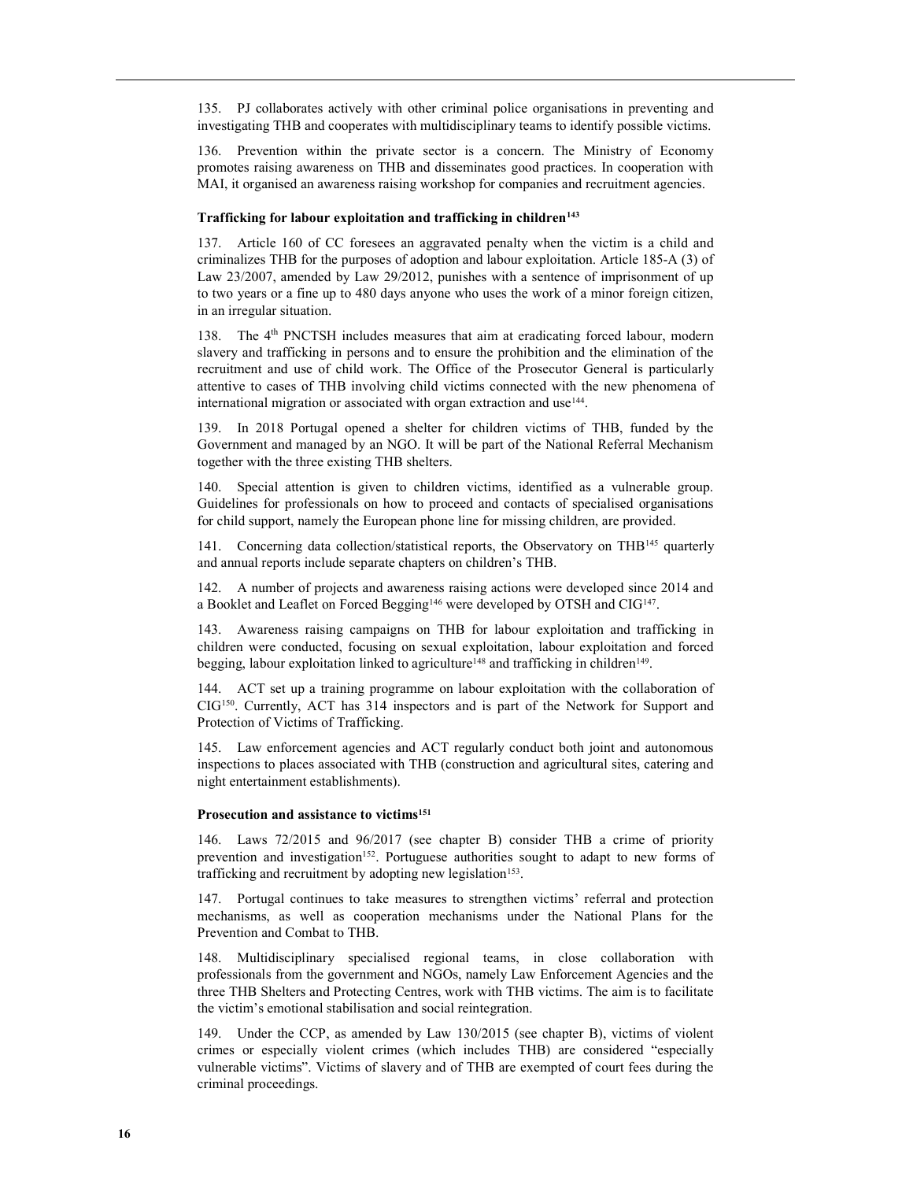135. PJ collaborates actively with other criminal police organisations in preventing and investigating THB and cooperates with multidisciplinary teams to identify possible victims.

136. Prevention within the private sector is a concern. The Ministry of Economy promotes raising awareness on THB and disseminates good practices. In cooperation with MAI, it organised an awareness raising workshop for companies and recruitment agencies.

### Trafficking for labour exploitation and trafficking in children[143]

137. Article 160 of CC foresees an aggravated penalty when the victim is a child and criminalizes THB for the purposes of adoption and labour exploitation. Article 185-A (3) of Law 23/2007, amended by Law 29/2012, punishes with a sentence of imprisonment of up to two years or a fine up to 480 days anyone who uses the work of a minor foreign citizen, in an irregular situation.

138. The 4th PNCTSH includes measures that aim at eradicating forced labour, modern slavery and trafficking in persons and to ensure the prohibition and the elimination of the recruitment and use of child work. The Office of the Prosecutor General is particularly attentive to cases of THB involving child victims connected with the new phenomena of international migration or associated with organ extraction and use[144].

139. In 2018 Portugal opened a shelter for children victims of THB, funded by the Government and managed by an NGO. It will be part of the National Referral Mechanism together with the three existing THB shelters.

140. Special attention is given to children victims, identified as a vulnerable group. Guidelines for professionals on how to proceed and contacts of specialised organisations for child support, namely the European phone line for missing children, are provided.

141. Concerning data collection/statistical reports, the Observatory on THB[145] quarterly and annual reports include separate chapters on children's THB.

142. A number of projects and awareness raising actions were developed since 2014 and a Booklet and Leaflet on Forced Begging[146] were developed by OTSH and CIG[147].

143. Awareness raising campaigns on THB for labour exploitation and trafficking in children were conducted, focusing on sexual exploitation, labour exploitation and forced begging, labour exploitation linked to agriculture[148] and trafficking in children[149].

144. ACT set up a training programme on labour exploitation with the collaboration of CIG[150]. Currently, ACT has 314 inspectors and is part of the Network for Support and Protection of Victims of Trafficking.

145. Law enforcement agencies and ACT regularly conduct both joint and autonomous inspections to places associated with THB (construction and agricultural sites, catering and night entertainment establishments).

### Prosecution and assistance to victims[151]

146. Laws 72/2015 and 96/2017 (see chapter B) consider THB a crime of priority prevention and investigation[152]. Portuguese authorities sought to adapt to new forms of trafficking and recruitment by adopting new legislation[153].

147. Portugal continues to take measures to strengthen victims' referral and protection mechanisms, as well as cooperation mechanisms under the National Plans for the Prevention and Combat to THB.

148. Multidisciplinary specialised regional teams, in close collaboration with professionals from the government and NGOs, namely Law Enforcement Agencies and the three THB Shelters and Protecting Centres, work with THB victims. The aim is to facilitate the victim's emotional stabilisation and social reintegration.

149. Under the CCP, as amended by Law 130/2015 (see chapter B), victims of violent crimes or especially violent crimes (which includes THB) are considered "especially vulnerable victims". Victims of slavery and of THB are exempted of court fees during the criminal proceedings.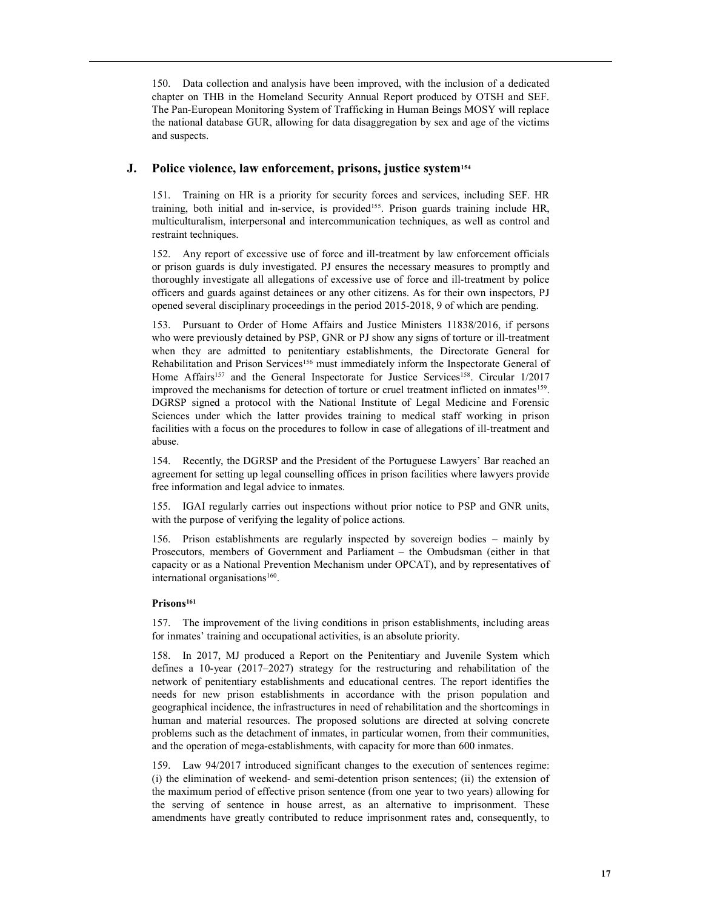150. Data collection and analysis have been improved, with the inclusion of a dedicated chapter on THB in the Homeland Security Annual Report produced by OTSH and SEF. The Pan-European Monitoring System of Trafficking in Human Beings MOSY will replace the national database GUR, allowing for data disaggregation by sex and age of the victims and suspects.

## J. Police violence, law enforcement, prisons, justice system[154]

151. Training on HR is a priority for security forces and services, including SEF. HR training, both initial and in-service, is provided[155]. Prison guards training include HR, multiculturalism, interpersonal and intercommunication techniques, as well as control and restraint techniques.

152. Any report of excessive use of force and ill-treatment by law enforcement officials or prison guards is duly investigated. PJ ensures the necessary measures to promptly and thoroughly investigate all allegations of excessive use of force and ill-treatment by police officers and guards against detainees or any other citizens. As for their own inspectors, PJ opened several disciplinary proceedings in the period 2015-2018, 9 of which are pending.

153. Pursuant to Order of Home Affairs and Justice Ministers 11838/2016, if persons who were previously detained by PSP, GNR or PJ show any signs of torture or ill-treatment when they are admitted to penitentiary establishments, the Directorate General for Rehabilitation and Prison Services[156] must immediately inform the Inspectorate General of Home Affairs[157] and the General Inspectorate for Justice Services[158]. Circular 1/2017 improved the mechanisms for detection of torture or cruel treatment inflicted on inmates[159]. DGRSP signed a protocol with the National Institute of Legal Medicine and Forensic Sciences under which the latter provides training to medical staff working in prison facilities with a focus on the procedures to follow in case of allegations of ill-treatment and abuse.

154. Recently, the DGRSP and the President of the Portuguese Lawyers' Bar reached an agreement for setting up legal counselling offices in prison facilities where lawyers provide free information and legal advice to inmates.

155. IGAI regularly carries out inspections without prior notice to PSP and GNR units, with the purpose of verifying the legality of police actions.

156. Prison establishments are regularly inspected by sovereign bodies – mainly by Prosecutors, members of Government and Parliament – the Ombudsman (either in that capacity or as a National Prevention Mechanism under OPCAT), and by representatives of international organisations[160].

### Prisons[161]

157. The improvement of the living conditions in prison establishments, including areas for inmates' training and occupational activities, is an absolute priority.

158. In 2017, MJ produced a Report on the Penitentiary and Juvenile System which defines a 10-year (2017–2027) strategy for the restructuring and rehabilitation of the network of penitentiary establishments and educational centres. The report identifies the needs for new prison establishments in accordance with the prison population and geographical incidence, the infrastructures in need of rehabilitation and the shortcomings in human and material resources. The proposed solutions are directed at solving concrete problems such as the detachment of inmates, in particular women, from their communities, and the operation of mega-establishments, with capacity for more than 600 inmates.

159. Law 94/2017 introduced significant changes to the execution of sentences regime: (i) the elimination of weekend- and semi-detention prison sentences; (ii) the extension of the maximum period of effective prison sentence (from one year to two years) allowing for the serving of sentence in house arrest, as an alternative to imprisonment. These amendments have greatly contributed to reduce imprisonment rates and, consequently, to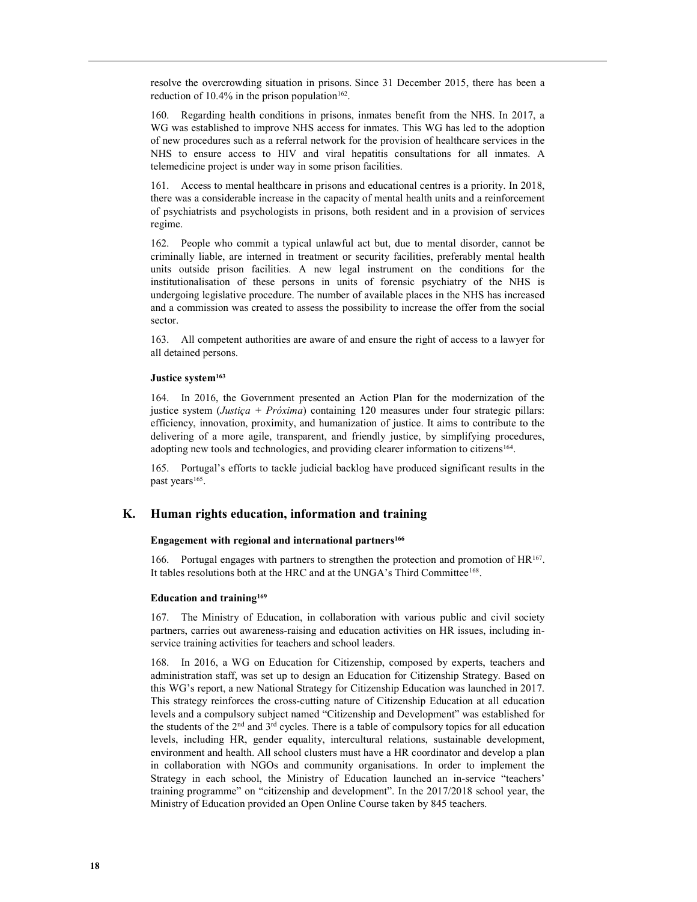resolve the overcrowding situation in prisons. Since 31 December 2015, there has been a reduction of 10.4% in the prison population[162].

160. Regarding health conditions in prisons, inmates benefit from the NHS. In 2017, a WG was established to improve NHS access for inmates. This WG has led to the adoption of new procedures such as a referral network for the provision of healthcare services in the NHS to ensure access to HIV and viral hepatitis consultations for all inmates. A telemedicine project is under way in some prison facilities.

161. Access to mental healthcare in prisons and educational centres is a priority. In 2018, there was a considerable increase in the capacity of mental health units and a reinforcement of psychiatrists and psychologists in prisons, both resident and in a provision of services regime.

162. People who commit a typical unlawful act but, due to mental disorder, cannot be criminally liable, are interned in treatment or security facilities, preferably mental health units outside prison facilities. A new legal instrument on the conditions for the institutionalisation of these persons in units of forensic psychiatry of the NHS is undergoing legislative procedure. The number of available places in the NHS has increased and a commission was created to assess the possibility to increase the offer from the social sector.

163. All competent authorities are aware of and ensure the right of access to a lawyer for all detained persons.

#### Justice system[163]

164. In 2016, the Government presented an Action Plan for the modernization of the justice system (*Justiça + Próxima*) containing 120 measures under four strategic pillars: efficiency, innovation, proximity, and humanization of justice. It aims to contribute to the delivering of a more agile, transparent, and friendly justice, by simplifying procedures, adopting new tools and technologies, and providing clearer information to citizens[164].

165. Portugal's efforts to tackle judicial backlog have produced significant results in the past years[165].

## K. Human rights education, information and training

#### Engagement with regional and international partners[166]

166. Portugal engages with partners to strengthen the protection and promotion of HR[167]. It tables resolutions both at the HRC and at the UNGA's Third Committee[168].

#### Education and training[169]

167. The Ministry of Education, in collaboration with various public and civil society partners, carries out awareness-raising and education activities on HR issues, including in-service training activities for teachers and school leaders.

168. In 2016, a WG on Education for Citizenship, composed by experts, teachers and administration staff, was set up to design an Education for Citizenship Strategy. Based on this WG's report, a new National Strategy for Citizenship Education was launched in 2017. This strategy reinforces the cross-cutting nature of Citizenship Education at all education levels and a compulsory subject named "Citizenship and Development" was established for the students of the 2nd and 3rd cycles. There is a table of compulsory topics for all education levels, including HR, gender equality, intercultural relations, sustainable development, environment and health. All school clusters must have a HR coordinator and develop a plan in collaboration with NGOs and community organisations. In order to implement the Strategy in each school, the Ministry of Education launched an in-service "teachers' training programme" on "citizenship and development". In the 2017/2018 school year, the Ministry of Education provided an Open Online Course taken by 845 teachers.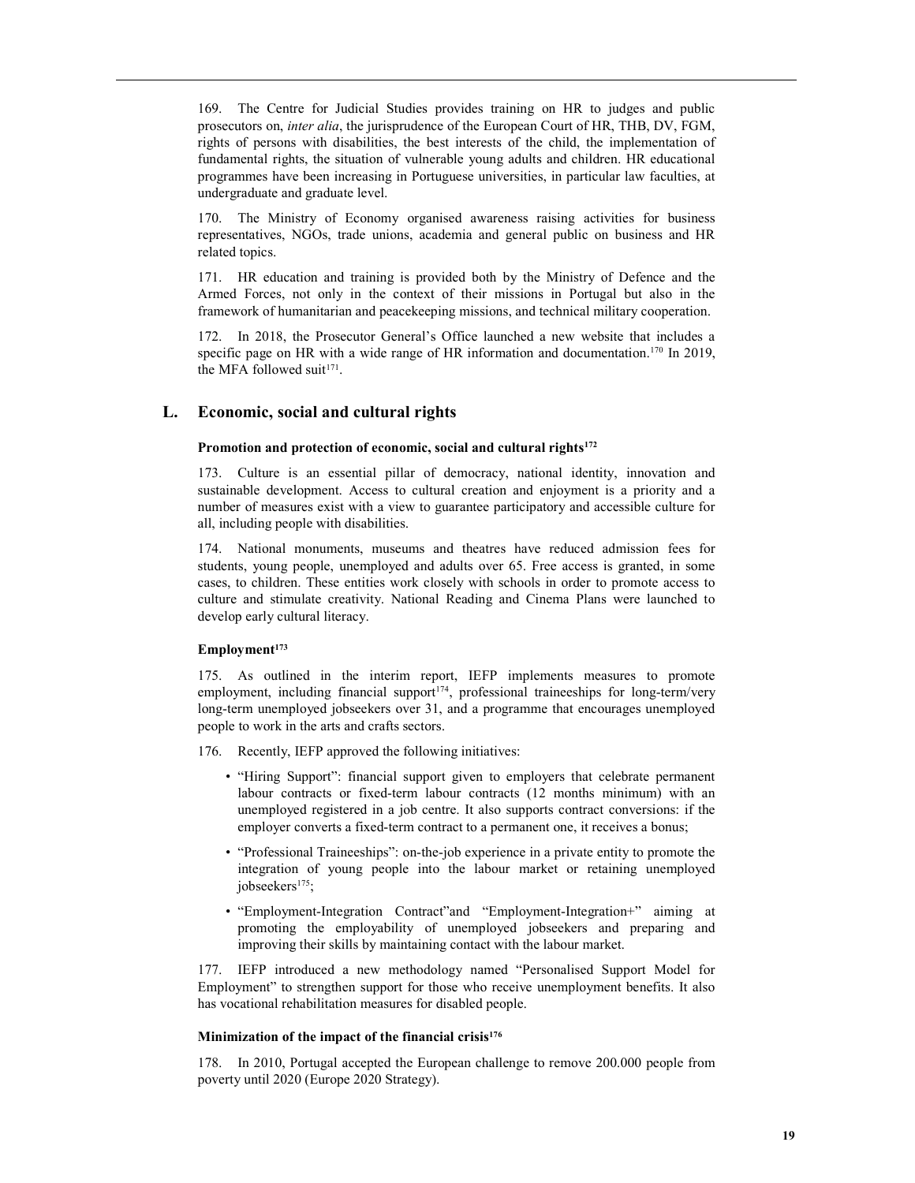169. The Centre for Judicial Studies provides training on HR to judges and public prosecutors on, *inter alia*, the jurisprudence of the European Court of HR, THB, DV, FGM, rights of persons with disabilities, the best interests of the child, the implementation of fundamental rights, the situation of vulnerable young adults and children. HR educational programmes have been increasing in Portuguese universities, in particular law faculties, at undergraduate and graduate level.

170. The Ministry of Economy organised awareness raising activities for business representatives, NGOs, trade unions, academia and general public on business and HR related topics.

171. HR education and training is provided both by the Ministry of Defence and the Armed Forces, not only in the context of their missions in Portugal but also in the framework of humanitarian and peacekeeping missions, and technical military cooperation.

172. In 2018, the Prosecutor General's Office launched a new website that includes a specific page on HR with a wide range of HR information and documentation.[170] In 2019, the MFA followed suit[171].

## L. Economic, social and cultural rights

### Promotion and protection of economic, social and cultural rights[172]

173. Culture is an essential pillar of democracy, national identity, innovation and sustainable development. Access to cultural creation and enjoyment is a priority and a number of measures exist with a view to guarantee participatory and accessible culture for all, including people with disabilities.

174. National monuments, museums and theatres have reduced admission fees for students, young people, unemployed and adults over 65. Free access is granted, in some cases, to children. These entities work closely with schools in order to promote access to culture and stimulate creativity. National Reading and Cinema Plans were launched to develop early cultural literacy.

### Employment[173]

175. As outlined in the interim report, IEFP implements measures to promote employment, including financial support[174], professional traineeships for long-term/very long-term unemployed jobseekers over 31, and a programme that encourages unemployed people to work in the arts and crafts sectors.

176. Recently, IEFP approved the following initiatives:

- "Hiring Support": financial support given to employers that celebrate permanent labour contracts or fixed-term labour contracts (12 months minimum) with an unemployed registered in a job centre. It also supports contract conversions: if the employer converts a fixed-term contract to a permanent one, it receives a bonus;
- "Professional Traineeships": on-the-job experience in a private entity to promote the integration of young people into the labour market or retaining unemployed jobseekers[175];
- "Employment-Integration Contract"and "Employment-Integration+" aiming at promoting the employability of unemployed jobseekers and preparing and improving their skills by maintaining contact with the labour market.

177. IEFP introduced a new methodology named "Personalised Support Model for Employment" to strengthen support for those who receive unemployment benefits. It also has vocational rehabilitation measures for disabled people.

### Minimization of the impact of the financial crisis[176]

178. In 2010, Portugal accepted the European challenge to remove 200.000 people from poverty until 2020 (Europe 2020 Strategy).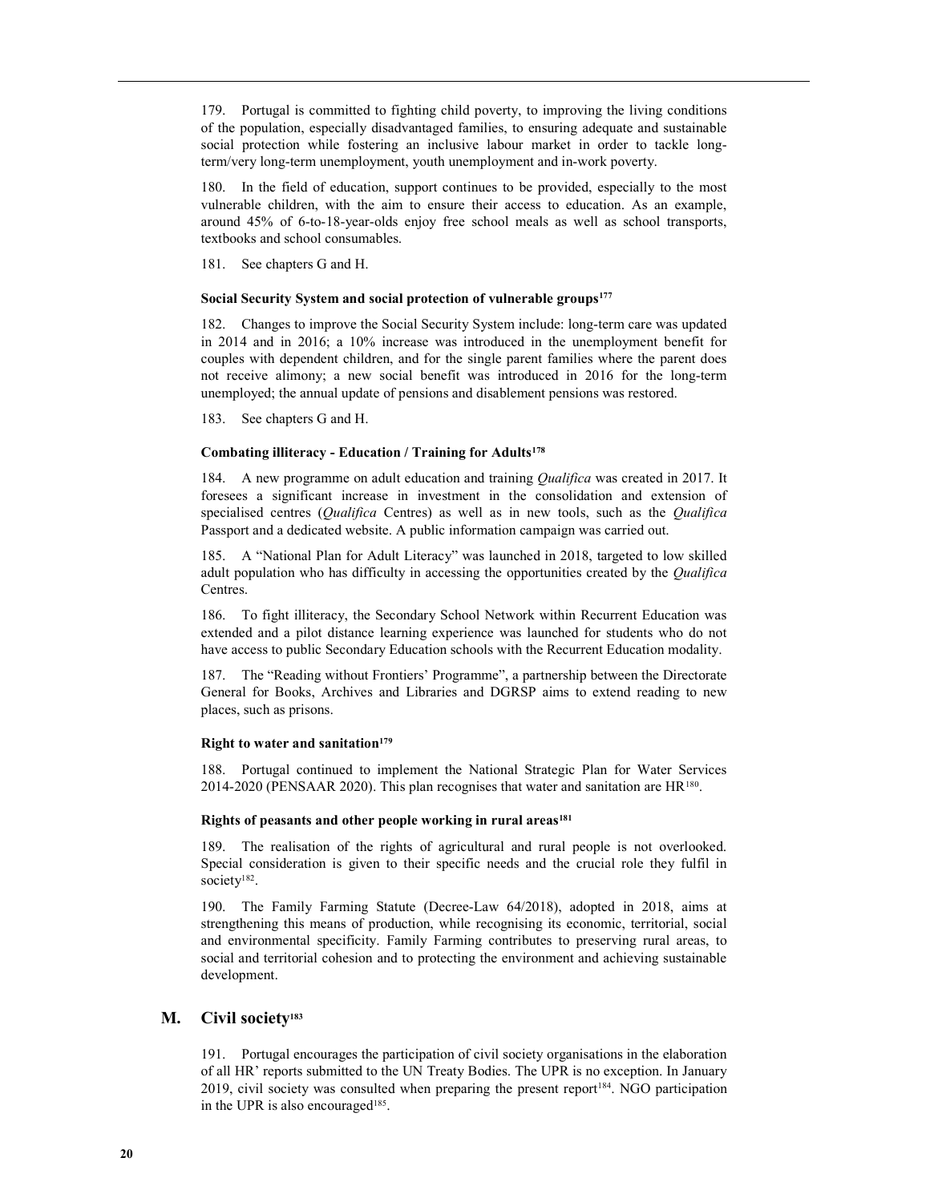179. Portugal is committed to fighting child poverty, to improving the living conditions of the population, especially disadvantaged families, to ensuring adequate and sustainable social protection while fostering an inclusive labour market in order to tackle long-term/very long-term unemployment, youth unemployment and in-work poverty.

180. In the field of education, support continues to be provided, especially to the most vulnerable children, with the aim to ensure their access to education. As an example, around 45% of 6-to-18-year-olds enjoy free school meals as well as school transports, textbooks and school consumables.

181. See chapters G and H.

#### Social Security System and social protection of vulnerable groups[177]

182. Changes to improve the Social Security System include: long-term care was updated in 2014 and in 2016; a 10% increase was introduced in the unemployment benefit for couples with dependent children, and for the single parent families where the parent does not receive alimony; a new social benefit was introduced in 2016 for the long-term unemployed; the annual update of pensions and disablement pensions was restored.

183. See chapters G and H.

#### Combating illiteracy - Education / Training for Adults[178]

184. A new programme on adult education and training *Qualifica* was created in 2017. It foresees a significant increase in investment in the consolidation and extension of specialised centres (*Qualifica* Centres) as well as in new tools, such as the *Qualifica* Passport and a dedicated website. A public information campaign was carried out.

185. A "National Plan for Adult Literacy" was launched in 2018, targeted to low skilled adult population who has difficulty in accessing the opportunities created by the *Qualifica* Centres.

186. To fight illiteracy, the Secondary School Network within Recurrent Education was extended and a pilot distance learning experience was launched for students who do not have access to public Secondary Education schools with the Recurrent Education modality.

187. The "Reading without Frontiers' Programme", a partnership between the Directorate General for Books, Archives and Libraries and DGRSP aims to extend reading to new places, such as prisons.

#### Right to water and sanitation[179]

188. Portugal continued to implement the National Strategic Plan for Water Services 2014-2020 (PENSAAR 2020). This plan recognises that water and sanitation are HR[180].

#### Rights of peasants and other people working in rural areas[181]

189. The realisation of the rights of agricultural and rural people is not overlooked. Special consideration is given to their specific needs and the crucial role they fulfil in society[182].

190. The Family Farming Statute (Decree-Law 64/2018), adopted in 2018, aims at strengthening this means of production, while recognising its economic, territorial, social and environmental specificity. Family Farming contributes to preserving rural areas, to social and territorial cohesion and to protecting the environment and achieving sustainable development.

## M. Civil society[183]

191. Portugal encourages the participation of civil society organisations in the elaboration of all HR' reports submitted to the UN Treaty Bodies. The UPR is no exception. In January 2019, civil society was consulted when preparing the present report[184]. NGO participation in the UPR is also encouraged[185].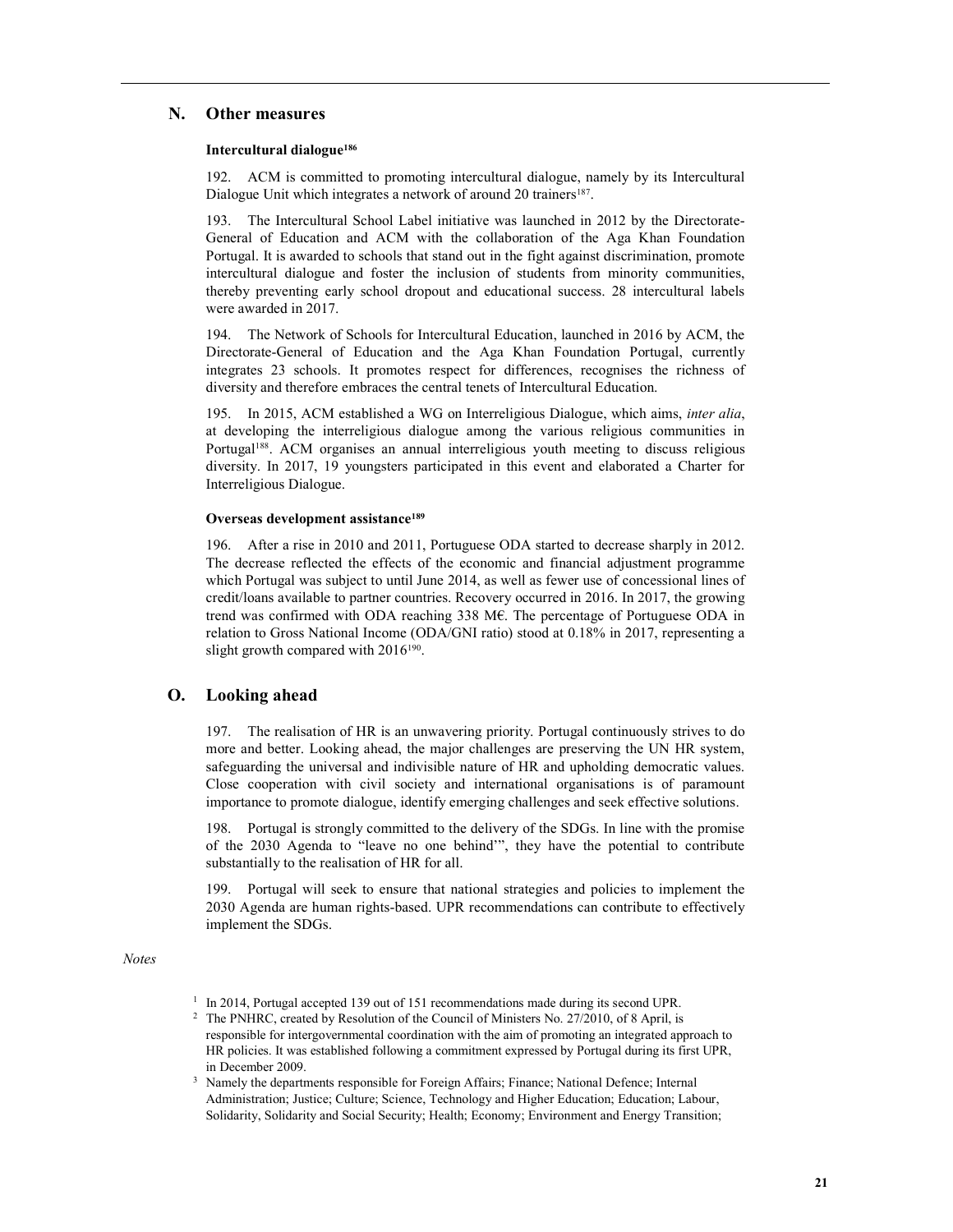## N. Other measures

**Intercultural dialogue[186]**

192. ACM is committed to promoting intercultural dialogue, namely by its Intercultural Dialogue Unit which integrates a network of around 20 trainers[187].

193. The Intercultural School Label initiative was launched in 2012 by the Directorate-General of Education and ACM with the collaboration of the Aga Khan Foundation Portugal. It is awarded to schools that stand out in the fight against discrimination, promote intercultural dialogue and foster the inclusion of students from minority communities, thereby preventing early school dropout and educational success. 28 intercultural labels were awarded in 2017.

194. The Network of Schools for Intercultural Education, launched in 2016 by ACM, the Directorate-General of Education and the Aga Khan Foundation Portugal, currently integrates 23 schools. It promotes respect for differences, recognises the richness of diversity and therefore embraces the central tenets of Intercultural Education.

195. In 2015, ACM established a WG on Interreligious Dialogue, which aims, *inter alia*, at developing the interreligious dialogue among the various religious communities in Portugal[188]. ACM organises an annual interreligious youth meeting to discuss religious diversity. In 2017, 19 youngsters participated in this event and elaborated a Charter for Interreligious Dialogue.

**Overseas development assistance[189]**

196. After a rise in 2010 and 2011, Portuguese ODA started to decrease sharply in 2012. The decrease reflected the effects of the economic and financial adjustment programme which Portugal was subject to until June 2014, as well as fewer use of concessional lines of credit/loans available to partner countries. Recovery occurred in 2016. In 2017, the growing trend was confirmed with ODA reaching 338 M€. The percentage of Portuguese ODA in relation to Gross National Income (ODA/GNI ratio) stood at 0.18% in 2017, representing a slight growth compared with 2016[190].

## O. Looking ahead

197. The realisation of HR is an unwavering priority. Portugal continuously strives to do more and better. Looking ahead, the major challenges are preserving the UN HR system, safeguarding the universal and indivisible nature of HR and upholding democratic values. Close cooperation with civil society and international organisations is of paramount importance to promote dialogue, identify emerging challenges and seek effective solutions.

198. Portugal is strongly committed to the delivery of the SDGs. In line with the promise of the 2030 Agenda to "leave no one behind'", they have the potential to contribute substantially to the realisation of HR for all.

199. Portugal will seek to ensure that national strategies and policies to implement the 2030 Agenda are human rights-based. UPR recommendations can contribute to effectively implement the SDGs.

*Notes*

[1] In 2014, Portugal accepted 139 out of 151 recommendations made during its second UPR.

[2] The PNHRC, created by Resolution of the Council of Ministers No. 27/2010, of 8 April, is responsible for intergovernmental coordination with the aim of promoting an integrated approach to HR policies. It was established following a commitment expressed by Portugal during its first UPR, in December 2009.

[3] Namely the departments responsible for Foreign Affairs; Finance; National Defence; Internal Administration; Justice; Culture; Science, Technology and Higher Education; Education; Labour, Solidarity, Solidarity and Social Security; Health; Economy; Environment and Energy Transition;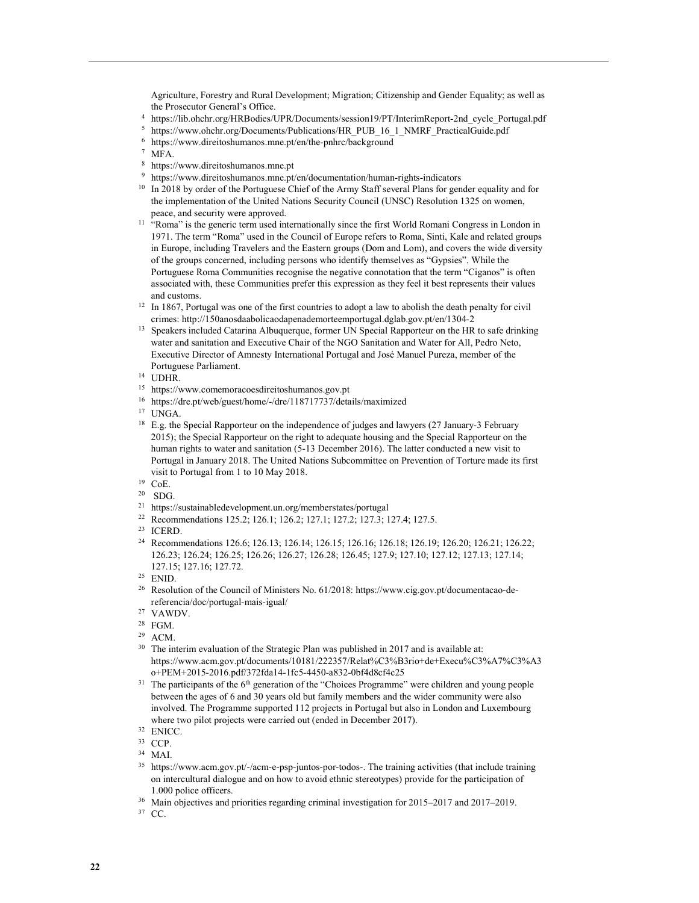Agriculture, Forestry and Rural Development; Migration; Citizenship and Gender Equality; as well as the Prosecutor General's Office.

[4] https://lib.ohchr.org/HRBodies/UPR/Documents/session19/PT/InterimReport-2nd_cycle_Portugal.pdf

[5] https://www.ohchr.org/Documents/Publications/HR_PUB_16_1_NMRF_PracticalGuide.pdf

[6] https://www.direitoshumanos.mne.pt/en/the-pnhrc/background

[7] MFA.

[8] https://www.direitoshumanos.mne.pt

[9] https://www.direitoshumanos.mne.pt/en/documentation/human-rights-indicators

[10] In 2018 by order of the Portuguese Chief of the Army Staff several Plans for gender equality and for the implementation of the United Nations Security Council (UNSC) Resolution 1325 on women, peace, and security were approved.

[11] "Roma" is the generic term used internationally since the first World Romani Congress in London in 1971. The term "Roma" used in the Council of Europe refers to Roma, Sinti, Kale and related groups in Europe, including Travelers and the Eastern groups (Dom and Lom), and covers the wide diversity of the groups concerned, including persons who identify themselves as "Gypsies". While the Portuguese Roma Communities recognise the negative connotation that the term "Ciganos" is often associated with, these Communities prefer this expression as they feel it best represents their values and customs.

[12] In 1867, Portugal was one of the first countries to adopt a law to abolish the death penalty for civil crimes: http://150anosdaabolicaodapenademorteemportugal.dglab.gov.pt/en/1304-2

[13] Speakers included Catarina Albuquerque, former UN Special Rapporteur on the HR to safe drinking water and sanitation and Executive Chair of the NGO Sanitation and Water for All, Pedro Neto, Executive Director of Amnesty International Portugal and José Manuel Pureza, member of the Portuguese Parliament.

[14] UDHR.

[15] https://www.comemoracoesdireitoshumanos.gov.pt

[16] https://dre.pt/web/guest/home/-/dre/118717737/details/maximized

[17] UNGA.

[18] E.g. the Special Rapporteur on the independence of judges and lawyers (27 January-3 February 2015); the Special Rapporteur on the right to adequate housing and the Special Rapporteur on the human rights to water and sanitation (5-13 December 2016). The latter conducted a new visit to Portugal in January 2018. The United Nations Subcommittee on Prevention of Torture made its first visit to Portugal from 1 to 10 May 2018.

[19] CoE.

[20] SDG.

[21] https://sustainabledevelopment.un.org/memberstates/portugal

[22] Recommendations 125.2; 126.1; 126.2; 127.1; 127.2; 127.3; 127.4; 127.5.

[23] ICERD.

[24] Recommendations 126.6; 126.13; 126.14; 126.15; 126.16; 126.18; 126.19; 126.20; 126.21; 126.22; 126.23; 126.24; 126.25; 126.26; 126.27; 126.28; 126.45; 127.9; 127.10; 127.12; 127.13; 127.14; 127.15; 127.16; 127.72.

[25] ENID.

[26] Resolution of the Council of Ministers No. 61/2018: https://www.cig.gov.pt/documentacao-de-referencia/doc/portugal-mais-igual/

[27] VAWDV.

[28] FGM.

[29] ACM.

[30] The interim evaluation of the Strategic Plan was published in 2017 and is available at: https://www.acm.gov.pt/documents/10181/222357/Relat%C3%B3rio+de+Execu%C3%A7%C3%A3o+PEM+2015-2016.pdf/372fda14-1fc5-4450-a832-0bf4d8cf4c25

[31] The participants of the 6th generation of the "Choices Programme" were children and young people between the ages of 6 and 30 years old but family members and the wider community were also involved. The Programme supported 112 projects in Portugal but also in London and Luxembourg where two pilot projects were carried out (ended in December 2017).

[32] ENICC.

[33] CCP.

[34] MAI.

[35] https://www.acm.gov.pt/-/acm-e-psp-juntos-por-todos-. The training activities (that include training on intercultural dialogue and on how to avoid ethnic stereotypes) provide for the participation of 1.000 police officers.

[36] Main objectives and priorities regarding criminal investigation for 2015–2017 and 2017–2019.

[37] CC.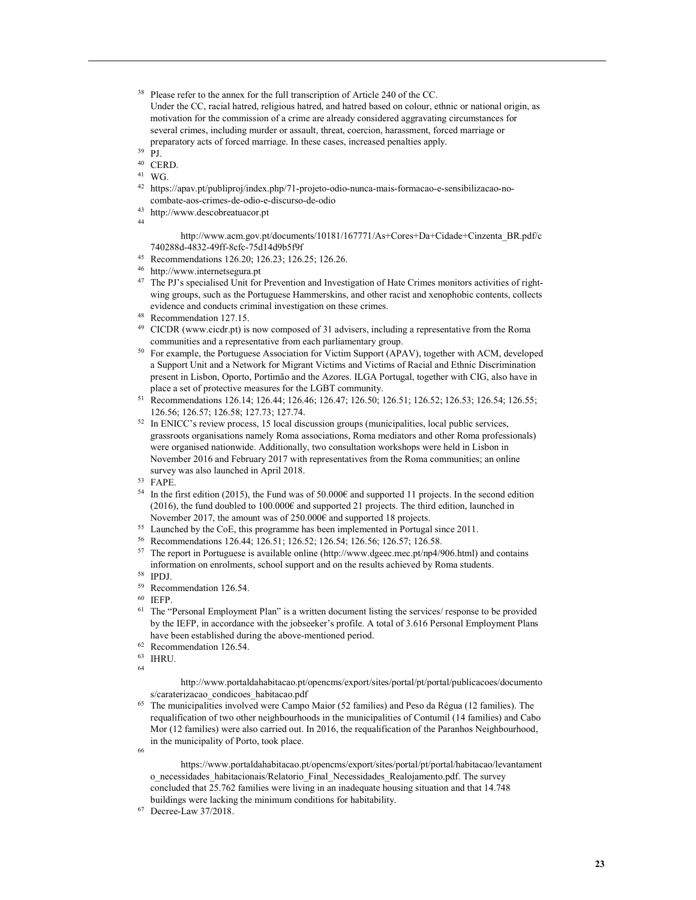[38] Please refer to the annex for the full transcription of Article 240 of the CC.
Under the CC, racial hatred, religious hatred, and hatred based on colour, ethnic or national origin, as motivation for the commission of a crime are already considered aggravating circumstances for several crimes, including murder or assault, threat, coercion, harassment, forced marriage or preparatory acts of forced marriage. In these cases, increased penalties apply.

[39] PJ.

[40] CERD.

[41] WG.

[42] https://apav.pt/publiproj/index.php/71-projeto-odio-nunca-mais-formacao-e-sensibilizacao-no-combate-aos-crimes-de-odio-e-discurso-de-odio

[43] http://www.descobreatuacor.pt

[44] http://www.acm.gov.pt/documents/10181/167771/As+Cores+Da+Cidade+Cinzenta_BR.pdf/c740288d-4832-49ff-8cfc-75d14d9b5f9f

[45] Recommendations 126.20; 126.23; 126.25; 126.26.

[46] http://www.internetsegura.pt

[47] The PJ's specialised Unit for Prevention and Investigation of Hate Crimes monitors activities of right-wing groups, such as the Portuguese Hammerskins, and other racist and xenophobic contents, collects evidence and conducts criminal investigation on these crimes.

[48] Recommendation 127.15.

[49] CICDR (www.cicdr.pt) is now composed of 31 advisers, including a representative from the Roma communities and a representative from each parliamentary group.

[50] For example, the Portuguese Association for Victim Support (APAV), together with ACM, developed a Support Unit and a Network for Migrant Victims and Victims of Racial and Ethnic Discrimination present in Lisbon, Oporto, Portimão and the Azores. ILGA Portugal, together with CIG, also have in place a set of protective measures for the LGBT community.

[51] Recommendations 126.14; 126.44; 126.46; 126.47; 126.50; 126.51; 126.52; 126.53; 126.54; 126.55; 126.56; 126.57; 126.58; 127.73; 127.74.

[52] In ENICC's review process, 15 local discussion groups (municipalities, local public services, grassroots organisations namely Roma associations, Roma mediators and other Roma professionals) were organised nationwide. Additionally, two consultation workshops were held in Lisbon in November 2016 and February 2017 with representatives from the Roma communities; an online survey was also launched in April 2018.

[53] FAPE.

[54] In the first edition (2015), the Fund was of 50.000€ and supported 11 projects. In the second edition (2016), the fund doubled to 100.000€ and supported 21 projects. The third edition, launched in November 2017, the amount was of 250.000€ and supported 18 projects.

[55] Launched by the CoE, this programme has been implemented in Portugal since 2011.

[56] Recommendations 126.44; 126.51; 126.52; 126.54; 126.56; 126.57; 126.58.

[57] The report in Portuguese is available online (http://www.dgeec.mec.pt/np4/906.html) and contains information on enrolments, school support and on the results achieved by Roma students.

[58] IPDJ.

[59] Recommendation 126.54.

[60] IEFP.

[61] The "Personal Employment Plan" is a written document listing the services/ response to be provided by the IEFP, in accordance with the jobseeker's profile. A total of 3.616 Personal Employment Plans have been established during the above-mentioned period.

[62] Recommendation 126.54.

[63] IHRU.

[64] http://www.portaldahabitacao.pt/opencms/export/sites/portal/pt/portal/publicacoes/documentos/caraterizacao_condicoes_habitacao.pdf

[65] The municipalities involved were Campo Maior (52 families) and Peso da Régua (12 families). The requalification of two other neighbourhoods in the municipalities of Contumil (14 families) and Cabo Mor (12 families) were also carried out. In 2016, the requalification of the Paranhos Neighbourhood, in the municipality of Porto, took place.

[66] https://www.portaldahabitacao.pt/opencms/export/sites/portal/pt/portal/habitacao/levantamento_necessidades_habitacionais/Relatorio_Final_Necessidades_Realojamento.pdf. The survey concluded that 25.762 families were living in an inadequate housing situation and that 14.748 buildings were lacking the minimum conditions for habitability.

[67] Decree-Law 37/2018.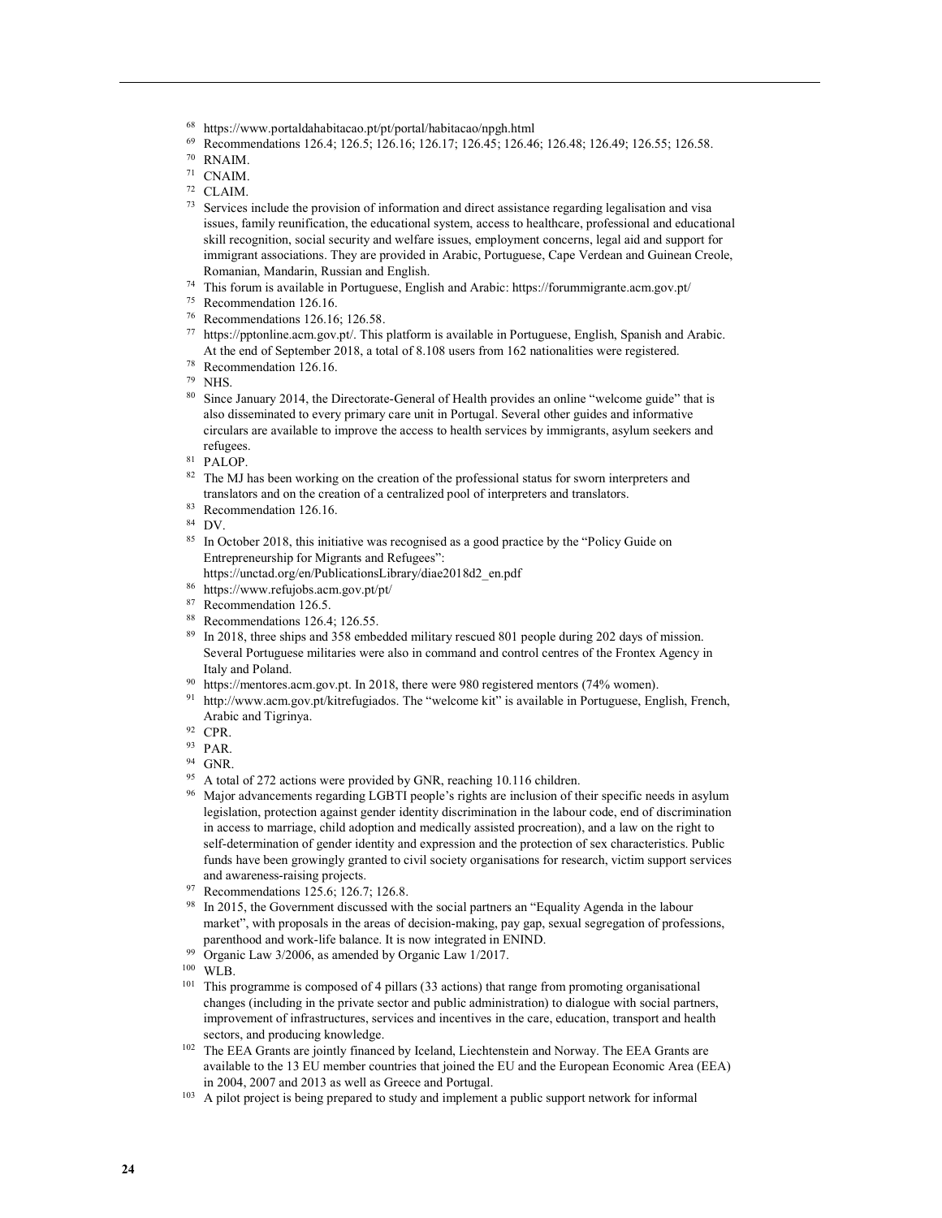[68] https://www.portaldahabitacao.pt/pt/portal/habitacao/npgh.html

[69] Recommendations 126.4; 126.5; 126.16; 126.17; 126.45; 126.46; 126.48; 126.49; 126.55; 126.58.

[70] RNAIM.

[71] CNAIM.

[72] CLAIM.

[73] Services include the provision of information and direct assistance regarding legalisation and visa issues, family reunification, the educational system, access to healthcare, professional and educational skill recognition, social security and welfare issues, employment concerns, legal aid and support for immigrant associations. They are provided in Arabic, Portuguese, Cape Verdean and Guinean Creole, Romanian, Mandarin, Russian and English.

[74] This forum is available in Portuguese, English and Arabic: https://forummigrante.acm.gov.pt/

[75] Recommendation 126.16.

[76] Recommendations 126.16; 126.58.

[77] https://pptonline.acm.gov.pt/. This platform is available in Portuguese, English, Spanish and Arabic. At the end of September 2018, a total of 8.108 users from 162 nationalities were registered.

[78] Recommendation 126.16.

[79] NHS.

[80] Since January 2014, the Directorate-General of Health provides an online "welcome guide" that is also disseminated to every primary care unit in Portugal. Several other guides and informative circulars are available to improve the access to health services by immigrants, asylum seekers and refugees.

[81] PALOP.

[82] The MJ has been working on the creation of the professional status for sworn interpreters and translators and on the creation of a centralized pool of interpreters and translators.

[83] Recommendation 126.16.

[84] DV.

[85] In October 2018, this initiative was recognised as a good practice by the "Policy Guide on Entrepreneurship for Migrants and Refugees": https://unctad.org/en/PublicationsLibrary/diae2018d2_en.pdf

[86] https://www.refujobs.acm.gov.pt/pt/

[87] Recommendation 126.5.

[88] Recommendations 126.4; 126.55.

[89] In 2018, three ships and 358 embedded military rescued 801 people during 202 days of mission. Several Portuguese militaries were also in command and control centres of the Frontex Agency in Italy and Poland.

[90] https://mentores.acm.gov.pt. In 2018, there were 980 registered mentors (74% women).

[91] http://www.acm.gov.pt/kitrefugiados. The "welcome kit" is available in Portuguese, English, French, Arabic and Tigrinya.

[92] CPR.

[93] PAR.

[94] GNR.

[95] A total of 272 actions were provided by GNR, reaching 10.116 children.

[96] Major advancements regarding LGBTI people's rights are inclusion of their specific needs in asylum legislation, protection against gender identity discrimination in the labour code, end of discrimination in access to marriage, child adoption and medically assisted procreation), and a law on the right to self-determination of gender identity and expression and the protection of sex characteristics. Public funds have been growingly granted to civil society organisations for research, victim support services and awareness-raising projects.

[97] Recommendations 125.6; 126.7; 126.8.

[98] In 2015, the Government discussed with the social partners an "Equality Agenda in the labour market", with proposals in the areas of decision-making, pay gap, sexual segregation of professions, parenthood and work-life balance. It is now integrated in ENIND.

[99] Organic Law 3/2006, as amended by Organic Law 1/2017.

[100] WLB.

[101] This programme is composed of 4 pillars (33 actions) that range from promoting organisational changes (including in the private sector and public administration) to dialogue with social partners, improvement of infrastructures, services and incentives in the care, education, transport and health sectors, and producing knowledge.

[102] The EEA Grants are jointly financed by Iceland, Liechtenstein and Norway. The EEA Grants are available to the 13 EU member countries that joined the EU and the European Economic Area (EEA) in 2004, 2007 and 2013 as well as Greece and Portugal.

[103] A pilot project is being prepared to study and implement a public support network for informal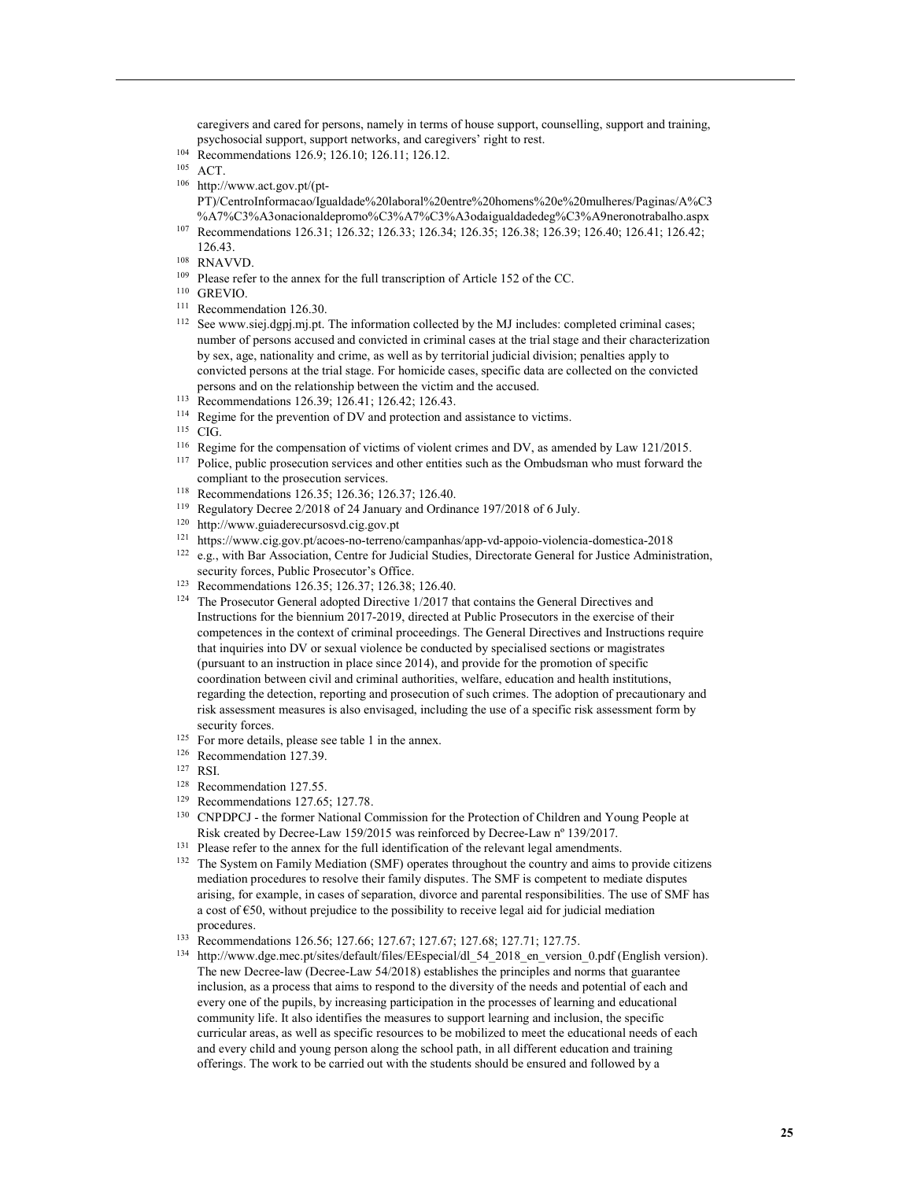caregivers and cared for persons, namely in terms of house support, counselling, support and training, psychosocial support, support networks, and caregivers' right to rest.

[104] Recommendations 126.9; 126.10; 126.11; 126.12.

[105] ACT.

[106] http://www.act.gov.pt/(pt-PT)/CentroInformacao/Igualdade%20laboral%20entre%20homens%20e%20mulheres/Paginas/A%C3%A7%C3%A3onacionaldepromo%C3%A7%C3%A3odaigualdadedeg%C3%A9neronotrabalho.aspx

[107] Recommendations 126.31; 126.32; 126.33; 126.34; 126.35; 126.38; 126.39; 126.40; 126.41; 126.42; 126.43.

[108] RNAVVD.

[109] Please refer to the annex for the full transcription of Article 152 of the CC.

[110] GREVIO.

[111] Recommendation 126.30.

[112] See www.siej.dgpj.mj.pt. The information collected by the MJ includes: completed criminal cases; number of persons accused and convicted in criminal cases at the trial stage and their characterization by sex, age, nationality and crime, as well as by territorial judicial division; penalties apply to convicted persons at the trial stage. For homicide cases, specific data are collected on the convicted persons and on the relationship between the victim and the accused.

[113] Recommendations 126.39; 126.41; 126.42; 126.43.

[114] Regime for the prevention of DV and protection and assistance to victims.

[115] CIG.

[116] Regime for the compensation of victims of violent crimes and DV, as amended by Law 121/2015.

[117] Police, public prosecution services and other entities such as the Ombudsman who must forward the compliant to the prosecution services.

[118] Recommendations 126.35; 126.36; 126.37; 126.40.

[119] Regulatory Decree 2/2018 of 24 January and Ordinance 197/2018 of 6 July.

[120] http://www.guiaderecursosvd.cig.gov.pt

[121] https://www.cig.gov.pt/acoes-no-terreno/campanhas/app-vd-appoio-violencia-domestica-2018

[122] e.g., with Bar Association, Centre for Judicial Studies, Directorate General for Justice Administration, security forces, Public Prosecutor's Office.

[123] Recommendations 126.35; 126.37; 126.38; 126.40.

[124] The Prosecutor General adopted Directive 1/2017 that contains the General Directives and Instructions for the biennium 2017-2019, directed at Public Prosecutors in the exercise of their competences in the context of criminal proceedings. The General Directives and Instructions require that inquiries into DV or sexual violence be conducted by specialised sections or magistrates (pursuant to an instruction in place since 2014), and provide for the promotion of specific coordination between civil and criminal authorities, welfare, education and health institutions, regarding the detection, reporting and prosecution of such crimes. The adoption of precautionary and risk assessment measures is also envisaged, including the use of a specific risk assessment form by security forces.

[125] For more details, please see table 1 in the annex.

[126] Recommendation 127.39.

[127] RSI.

[128] Recommendation 127.55.

[129] Recommendations 127.65; 127.78.

[130] CNPDPCJ - the former National Commission for the Protection of Children and Young People at Risk created by Decree-Law 159/2015 was reinforced by Decree-Law nº 139/2017.

[131] Please refer to the annex for the full identification of the relevant legal amendments.

[132] The System on Family Mediation (SMF) operates throughout the country and aims to provide citizens mediation procedures to resolve their family disputes. The SMF is competent to mediate disputes arising, for example, in cases of separation, divorce and parental responsibilities. The use of SMF has a cost of €50, without prejudice to the possibility to receive legal aid for judicial mediation procedures.

[133] Recommendations 126.56; 127.66; 127.67; 127.67; 127.68; 127.71; 127.75.

[134] http://www.dge.mec.pt/sites/default/files/EEspecial/dl_54_2018_en_version_0.pdf (English version). The new Decree-law (Decree-Law 54/2018) establishes the principles and norms that guarantee inclusion, as a process that aims to respond to the diversity of the needs and potential of each and every one of the pupils, by increasing participation in the processes of learning and educational community life. It also identifies the measures to support learning and inclusion, the specific curricular areas, as well as specific resources to be mobilized to meet the educational needs of each and every child and young person along the school path, in all different education and training offerings. The work to be carried out with the students should be ensured and followed by a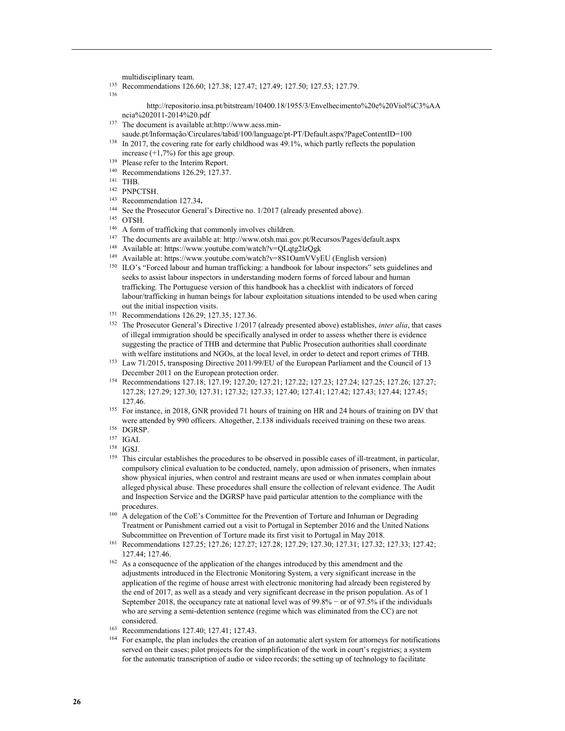multidisciplinary team.

[135] Recommendations 126.60; 127.38; 127.47; 127.49; 127.50; 127.53; 127.79.

[136] http://repositorio.insa.pt/bitstream/10400.18/1955/3/Envelhecimento%20e%20Viol%C3%AAncia%202011-2014%20.pdf

[137] The document is available at:http://www.acss.min-saude.pt/Informação/Circulares/tabid/100/language/pt-PT/Default.aspx?PageContentID=100

[138] In 2017, the covering rate for early childhood was 49.1%, which partly reflects the population increase (+1,7%) for this age group.

[139] Please refer to the Interim Report.

[140] Recommendations 126.29; 127.37.

[141] THB.

[142] PNPCTSH.

[143] Recommendation 127.34**.**

[144] See the Prosecutor General's Directive no. 1/2017 (already presented above).

[145] OTSH.

[146] A form of trafficking that commonly involves children.

[147] The documents are available at: http://www.otsh.mai.gov.pt/Recursos/Pages/default.aspx

[148] Available at: https://www.youtube.com/watch?v=QLqtg2lzQgk

[149] Available at: https://www.youtube.com/watch?v=8S1OamVVyEU (English version)

[150] ILO's "Forced labour and human trafficking: a handbook for labour inspectors" sets guidelines and seeks to assist labour inspectors in understanding modern forms of forced labour and human trafficking. The Portuguese version of this handbook has a checklist with indicators of forced labour/trafficking in human beings for labour exploitation situations intended to be used when caring out the initial inspection visits.

[151] Recommendations 126.29; 127.35; 127.36.

[152] The Prosecutor General's Directive 1/2017 (already presented above) establishes, *inter alia*, that cases of illegal immigration should be specifically analysed in order to assess whether there is evidence suggesting the practice of THB and determine that Public Prosecution authorities shall coordinate with welfare institutions and NGOs, at the local level, in order to detect and report crimes of THB.

[153] Law 71/2015, transposing Directive 2011/99/EU of the European Parliament and the Council of 13 December 2011 on the European protection order.

[154] Recommendations 127.18; 127.19; 127.20; 127.21; 127.22; 127.23; 127.24; 127.25; 127.26; 127.27; 127.28; 127.29; 127.30; 127.31; 127.32; 127.33; 127.40; 127.41; 127.42; 127.43; 127.44; 127.45; 127.46.

[155] For instance, in 2018, GNR provided 71 hours of training on HR and 24 hours of training on DV that were attended by 990 officers. Altogether, 2.138 individuals received training on these two areas.

[156] DGRSP.

[157] IGAI.

[158] IGSJ.

[159] This circular establishes the procedures to be observed in possible cases of ill-treatment, in particular, compulsory clinical evaluation to be conducted, namely, upon admission of prisoners, when inmates show physical injuries, when control and restraint means are used or when inmates complain about alleged physical abuse. These procedures shall ensure the collection of relevant evidence. The Audit and Inspection Service and the DGRSP have paid particular attention to the compliance with the procedures.

[160] A delegation of the CoE's Committee for the Prevention of Torture and Inhuman or Degrading Treatment or Punishment carried out a visit to Portugal in September 2016 and the United Nations Subcommittee on Prevention of Torture made its first visit to Portugal in May 2018.

[161] Recommendations 127.25; 127.26; 127.27; 127.28; 127.29; 127.30; 127.31; 127.32; 127.33; 127.42; 127.44; 127.46.

[162] As a consequence of the application of the changes introduced by this amendment and the adjustments introduced in the Electronic Monitoring System, a very significant increase in the application of the regime of house arrest with electronic monitoring had already been registered by the end of 2017, as well as a steady and very significant decrease in the prison population. As of 1 September 2018, the occupancy rate at national level was of 99.8% − or of 97.5% if the individuals who are serving a semi-detention sentence (regime which was eliminated from the CC) are not considered.

[163] Recommendations 127.40; 127.41; 127.43.

[164] For example, the plan includes the creation of an automatic alert system for attorneys for notifications served on their cases; pilot projects for the simplification of the work in court's registries; a system for the automatic transcription of audio or video records; the setting up of technology to facilitate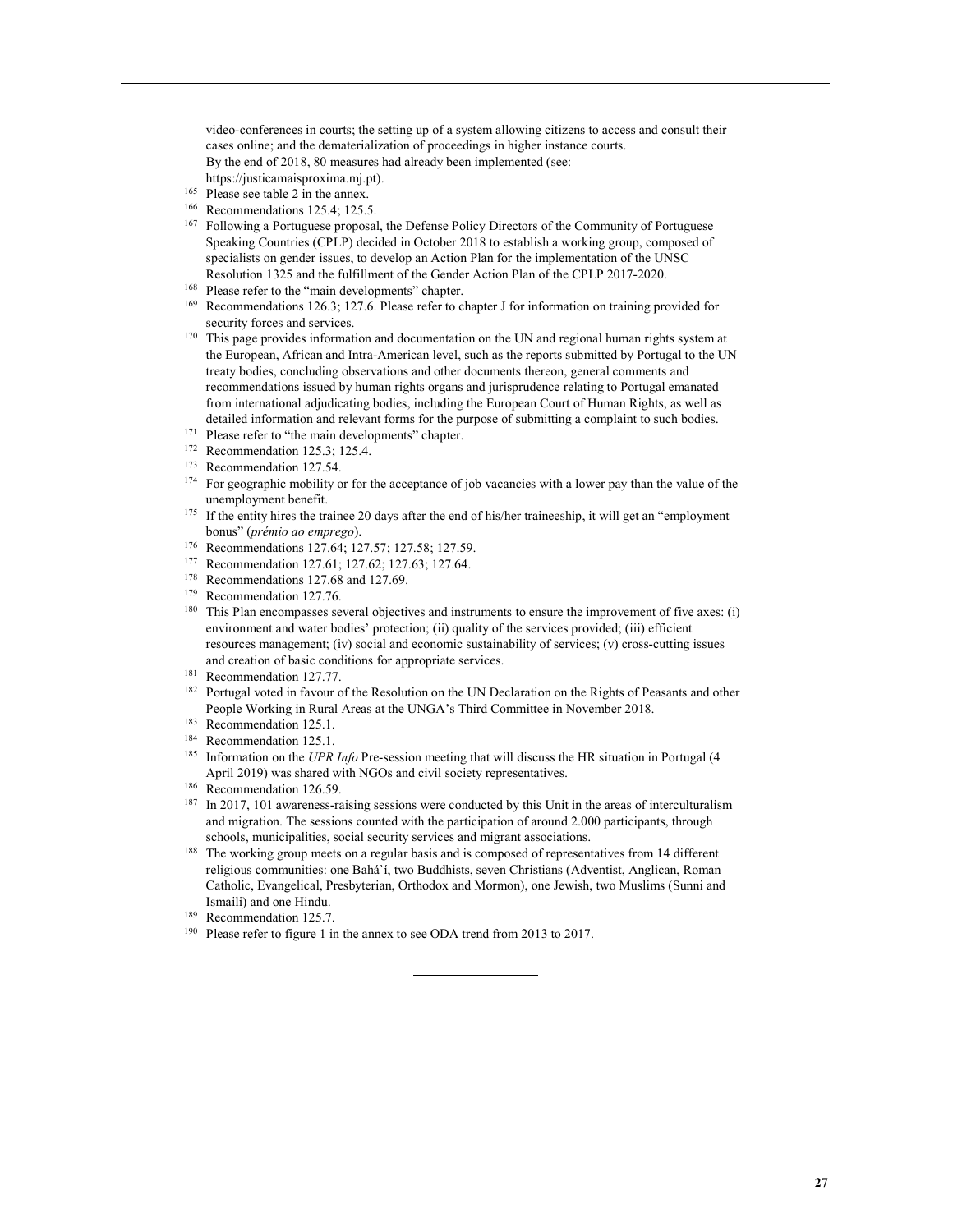video-conferences in courts; the setting up of a system allowing citizens to access and consult their cases online; and the dematerialization of proceedings in higher instance courts. By the end of 2018, 80 measures had already been implemented (see: https://justicamaisproxima.mj.pt).

[165] Please see table 2 in the annex.

[166] Recommendations 125.4; 125.5.

[167] Following a Portuguese proposal, the Defense Policy Directors of the Community of Portuguese Speaking Countries (CPLP) decided in October 2018 to establish a working group, composed of specialists on gender issues, to develop an Action Plan for the implementation of the UNSC Resolution 1325 and the fulfillment of the Gender Action Plan of the CPLP 2017-2020.

[168] Please refer to the "main developments" chapter.

[169] Recommendations 126.3; 127.6. Please refer to chapter J for information on training provided for security forces and services.

[170] This page provides information and documentation on the UN and regional human rights system at the European, African and Intra-American level, such as the reports submitted by Portugal to the UN treaty bodies, concluding observations and other documents thereon, general comments and recommendations issued by human rights organs and jurisprudence relating to Portugal emanated from international adjudicating bodies, including the European Court of Human Rights, as well as detailed information and relevant forms for the purpose of submitting a complaint to such bodies.

[171] Please refer to "the main developments" chapter.

[172] Recommendation 125.3; 125.4.

[173] Recommendation 127.54.

[174] For geographic mobility or for the acceptance of job vacancies with a lower pay than the value of the unemployment benefit.

[175] If the entity hires the trainee 20 days after the end of his/her traineeship, it will get an "employment bonus" (*prémio ao emprego*).

[176] Recommendations 127.64; 127.57; 127.58; 127.59.

[177] Recommendation 127.61; 127.62; 127.63; 127.64.

[178] Recommendations 127.68 and 127.69.

[179] Recommendation 127.76.

[180] This Plan encompasses several objectives and instruments to ensure the improvement of five axes: (i) environment and water bodies' protection; (ii) quality of the services provided; (iii) efficient resources management; (iv) social and economic sustainability of services; (v) cross-cutting issues and creation of basic conditions for appropriate services.

[181] Recommendation 127.77.

[182] Portugal voted in favour of the Resolution on the UN Declaration on the Rights of Peasants and other People Working in Rural Areas at the UNGA's Third Committee in November 2018.

[183] Recommendation 125.1.

[184] Recommendation 125.1.

[185] Information on the *UPR Info* Pre-session meeting that will discuss the HR situation in Portugal (4 April 2019) was shared with NGOs and civil society representatives.

[186] Recommendation 126.59.

[187] In 2017, 101 awareness-raising sessions were conducted by this Unit in the areas of interculturalism and migration. The sessions counted with the participation of around 2.000 participants, through schools, municipalities, social security services and migrant associations.

[188] The working group meets on a regular basis and is composed of representatives from 14 different religious communities: one Bahá`í, two Buddhists, seven Christians (Adventist, Anglican, Roman Catholic, Evangelical, Presbyterian, Orthodox and Mormon), one Jewish, two Muslims (Sunni and Ismaili) and one Hindu.

[189] Recommendation 125.7.

[190] Please refer to figure 1 in the annex to see ODA trend from 2013 to 2017.